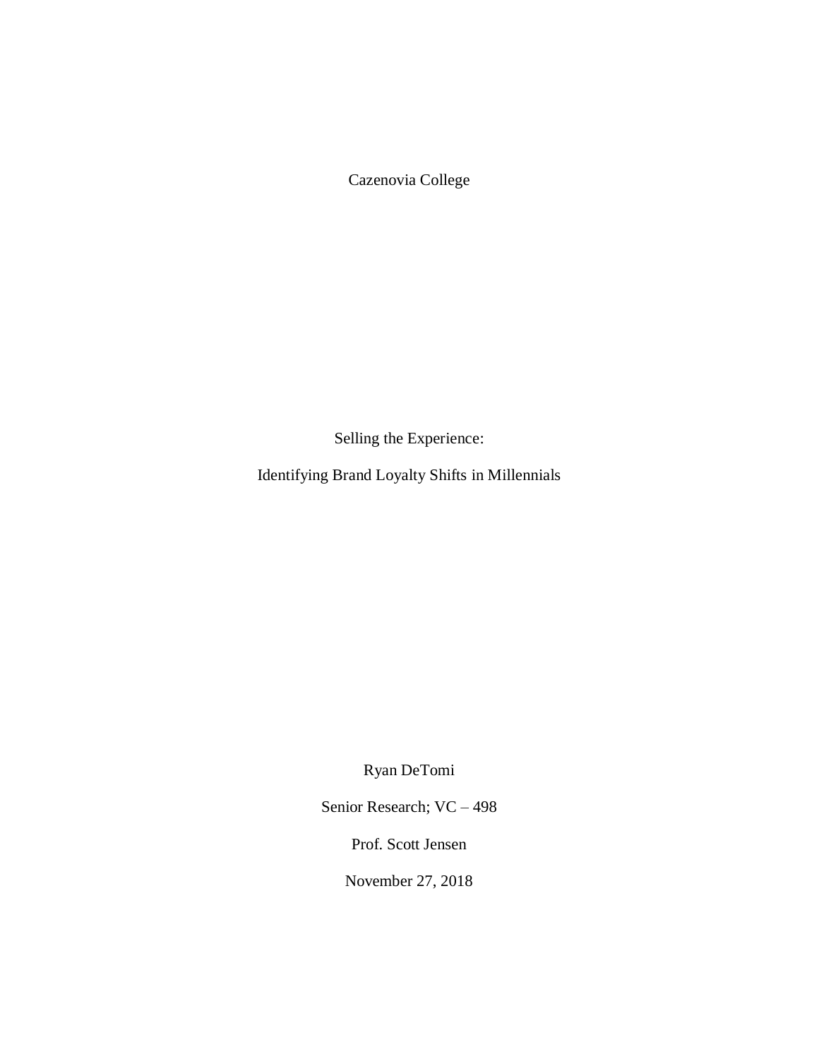Cazenovia College

# Selling the Experience:

# Identifying Brand Loyalty Shifts in Millennials

Ryan DeTomi

Senior Research; VC – 498

Prof. Scott Jensen

November 27, 2018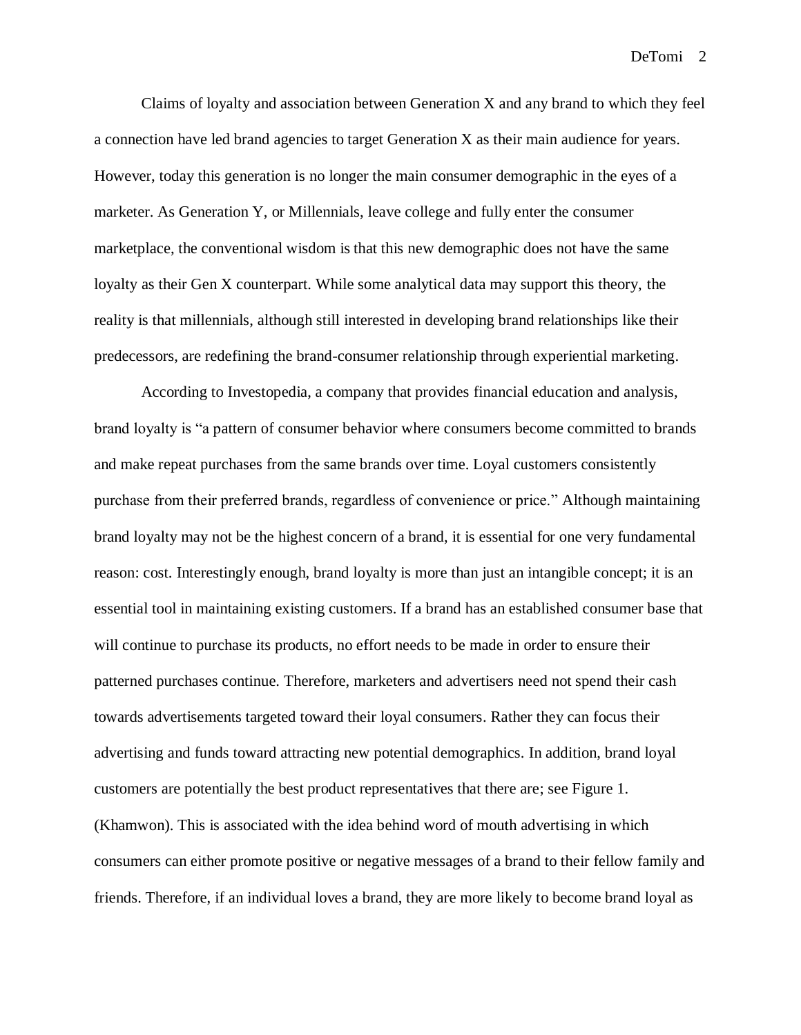Claims of loyalty and association between Generation X and any brand to which they feel a connection have led brand agencies to target Generation X as their main audience for years. However, today this generation is no longer the main consumer demographic in the eyes of a marketer. As Generation Y, or Millennials, leave college and fully enter the consumer marketplace, the conventional wisdom is that this new demographic does not have the same loyalty as their Gen X counterpart. While some analytical data may support this theory, the reality is that millennials, although still interested in developing brand relationships like their predecessors, are redefining the brand-consumer relationship through experiential marketing.

According to Investopedia, a company that provides financial education and analysis, brand loyalty is "a pattern of consumer behavior where consumers become committed to brands and make repeat purchases from the same brands over time. Loyal customers consistently purchase from their preferred brands, regardless of convenience or price." Although maintaining brand loyalty may not be the highest concern of a brand, it is essential for one very fundamental reason: cost. Interestingly enough, brand loyalty is more than just an intangible concept; it is an essential tool in maintaining existing customers. If a brand has an established consumer base that will continue to purchase its products, no effort needs to be made in order to ensure their patterned purchases continue. Therefore, marketers and advertisers need not spend their cash towards advertisements targeted toward their loyal consumers. Rather they can focus their advertising and funds toward attracting new potential demographics. In addition, brand loyal customers are potentially the best product representatives that there are; see Figure 1. (Khamwon). This is associated with the idea behind word of mouth advertising in which consumers can either promote positive or negative messages of a brand to their fellow family and friends. Therefore, if an individual loves a brand, they are more likely to become brand loyal as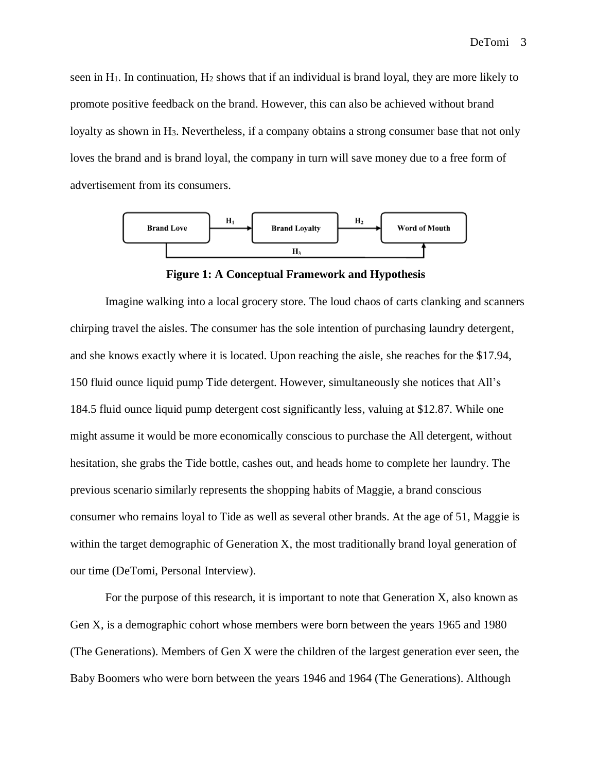seen in $H_1$. In continuation, $H_2$ shows that if an individual is brand loyal, they are more likely to promote positive feedback on the brand. However, this can also be achieved without brand loyalty as shown in $H_3$. Nevertheless, if a company obtains a strong consumer base that not only loves the brand and is brand loyal, the company in turn will save money due to a free form of advertisement from its consumers.

Brand Love → ($H_1$) → Brand Loyalty → ($H_2$) → Word of Mouth

Brand Love → ($H_3$) → Word of Mouth

**Figure 1: A Conceptual Framework and Hypothesis**

Imagine walking into a local grocery store. The loud chaos of carts clanking and scanners chirping travel the aisles. The consumer has the sole intention of purchasing laundry detergent, and she knows exactly where it is located. Upon reaching the aisle, she reaches for the $17.94, 150 fluid ounce liquid pump Tide detergent. However, simultaneously she notices that All's 184.5 fluid ounce liquid pump detergent cost significantly less, valuing at $12.87. While one might assume it would be more economically conscious to purchase the All detergent, without hesitation, she grabs the Tide bottle, cashes out, and heads home to complete her laundry. The previous scenario similarly represents the shopping habits of Maggie, a brand conscious consumer who remains loyal to Tide as well as several other brands. At the age of 51, Maggie is within the target demographic of Generation X, the most traditionally brand loyal generation of our time (DeTomi, Personal Interview).

For the purpose of this research, it is important to note that Generation X, also known as Gen X, is a demographic cohort whose members were born between the years 1965 and 1980 (The Generations). Members of Gen X were the children of the largest generation ever seen, the Baby Boomers who were born between the years 1946 and 1964 (The Generations). Although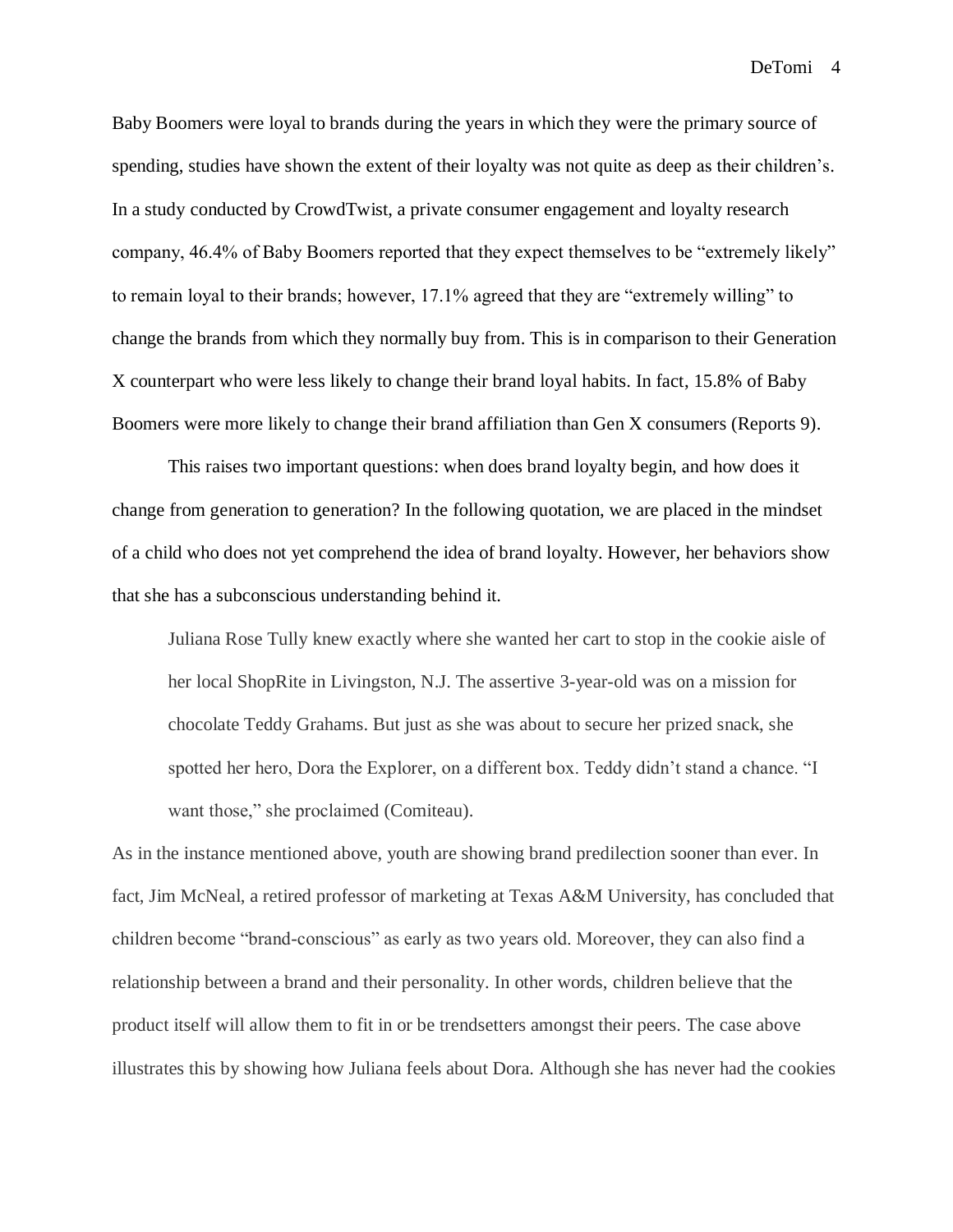Baby Boomers were loyal to brands during the years in which they were the primary source of spending, studies have shown the extent of their loyalty was not quite as deep as their children's. In a study conducted by CrowdTwist, a private consumer engagement and loyalty research company, 46.4% of Baby Boomers reported that they expect themselves to be "extremely likely" to remain loyal to their brands; however, 17.1% agreed that they are "extremely willing" to change the brands from which they normally buy from. This is in comparison to their Generation X counterpart who were less likely to change their brand loyal habits. In fact, 15.8% of Baby Boomers were more likely to change their brand affiliation than Gen X consumers (Reports 9).

This raises two important questions: when does brand loyalty begin, and how does it change from generation to generation? In the following quotation, we are placed in the mindset of a child who does not yet comprehend the idea of brand loyalty. However, her behaviors show that she has a subconscious understanding behind it.

> Juliana Rose Tully knew exactly where she wanted her cart to stop in the cookie aisle of her local ShopRite in Livingston, N.J. The assertive 3-year-old was on a mission for chocolate Teddy Grahams. But just as she was about to secure her prized snack, she spotted her hero, Dora the Explorer, on a different box. Teddy didn't stand a chance. "I want those," she proclaimed (Comiteau).

As in the instance mentioned above, youth are showing brand predilection sooner than ever. In fact, Jim McNeal, a retired professor of marketing at Texas A&M University, has concluded that children become "brand-conscious" as early as two years old. Moreover, they can also find a relationship between a brand and their personality. In other words, children believe that the product itself will allow them to fit in or be trendsetters amongst their peers. The case above illustrates this by showing how Juliana feels about Dora. Although she has never had the cookies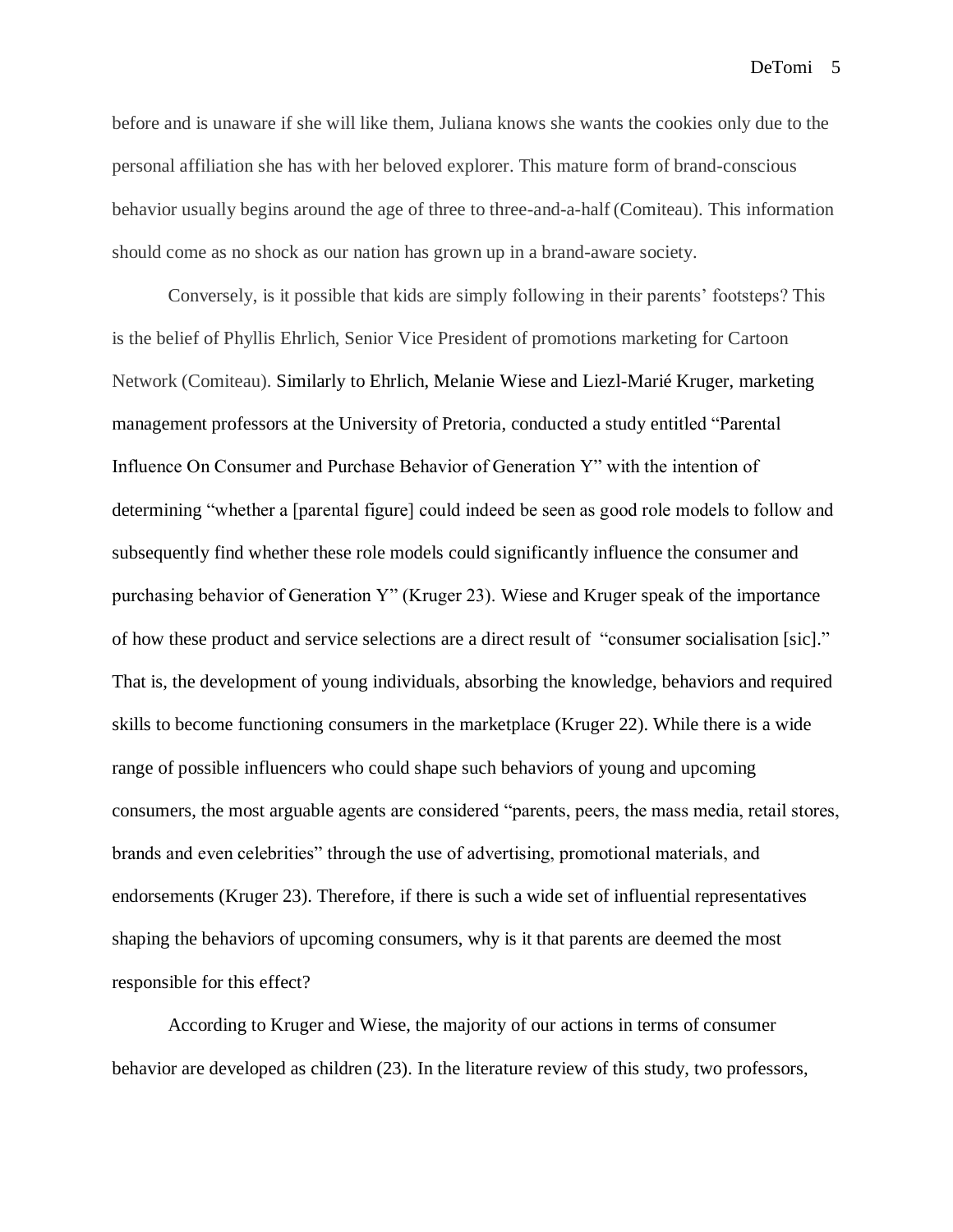before and is unaware if she will like them, Juliana knows she wants the cookies only due to the personal affiliation she has with her beloved explorer. This mature form of brand-conscious behavior usually begins around the age of three to three-and-a-half (Comiteau). This information should come as no shock as our nation has grown up in a brand-aware society.

Conversely, is it possible that kids are simply following in their parents' footsteps? This is the belief of Phyllis Ehrlich, Senior Vice President of promotions marketing for Cartoon Network (Comiteau). Similarly to Ehrlich, Melanie Wiese and Liezl-Marié Kruger, marketing management professors at the University of Pretoria, conducted a study entitled "Parental Influence On Consumer and Purchase Behavior of Generation Y" with the intention of determining "whether a [parental figure] could indeed be seen as good role models to follow and subsequently find whether these role models could significantly influence the consumer and purchasing behavior of Generation Y" (Kruger 23). Wiese and Kruger speak of the importance of how these product and service selections are a direct result of "consumer socialisation [sic]." That is, the development of young individuals, absorbing the knowledge, behaviors and required skills to become functioning consumers in the marketplace (Kruger 22). While there is a wide range of possible influencers who could shape such behaviors of young and upcoming consumers, the most arguable agents are considered "parents, peers, the mass media, retail stores, brands and even celebrities" through the use of advertising, promotional materials, and endorsements (Kruger 23). Therefore, if there is such a wide set of influential representatives shaping the behaviors of upcoming consumers, why is it that parents are deemed the most responsible for this effect?

According to Kruger and Wiese, the majority of our actions in terms of consumer behavior are developed as children (23). In the literature review of this study, two professors,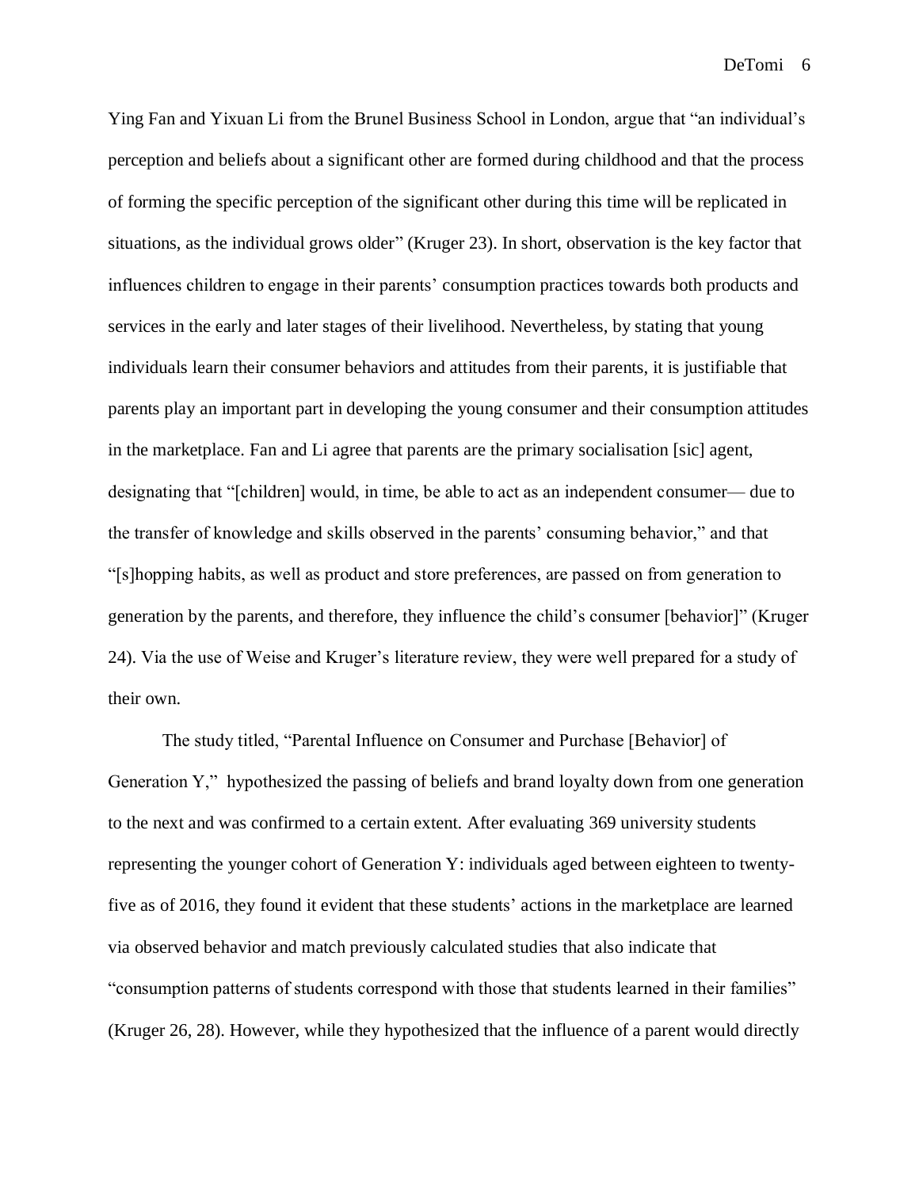Ying Fan and Yixuan Li from the Brunel Business School in London, argue that "an individual's perception and beliefs about a significant other are formed during childhood and that the process of forming the specific perception of the significant other during this time will be replicated in situations, as the individual grows older" (Kruger 23). In short, observation is the key factor that influences children to engage in their parents' consumption practices towards both products and services in the early and later stages of their livelihood. Nevertheless, by stating that young individuals learn their consumer behaviors and attitudes from their parents, it is justifiable that parents play an important part in developing the young consumer and their consumption attitudes in the marketplace. Fan and Li agree that parents are the primary socialisation [sic] agent, designating that "[children] would, in time, be able to act as an independent consumer— due to the transfer of knowledge and skills observed in the parents' consuming behavior," and that "[s]hopping habits, as well as product and store preferences, are passed on from generation to generation by the parents, and therefore, they influence the child's consumer [behavior]" (Kruger 24). Via the use of Weise and Kruger's literature review, they were well prepared for a study of their own.

The study titled, "Parental Influence on Consumer and Purchase [Behavior] of Generation Y," hypothesized the passing of beliefs and brand loyalty down from one generation to the next and was confirmed to a certain extent. After evaluating 369 university students representing the younger cohort of Generation Y: individuals aged between eighteen to twenty-five as of 2016, they found it evident that these students' actions in the marketplace are learned via observed behavior and match previously calculated studies that also indicate that "consumption patterns of students correspond with those that students learned in their families" (Kruger 26, 28). However, while they hypothesized that the influence of a parent would directly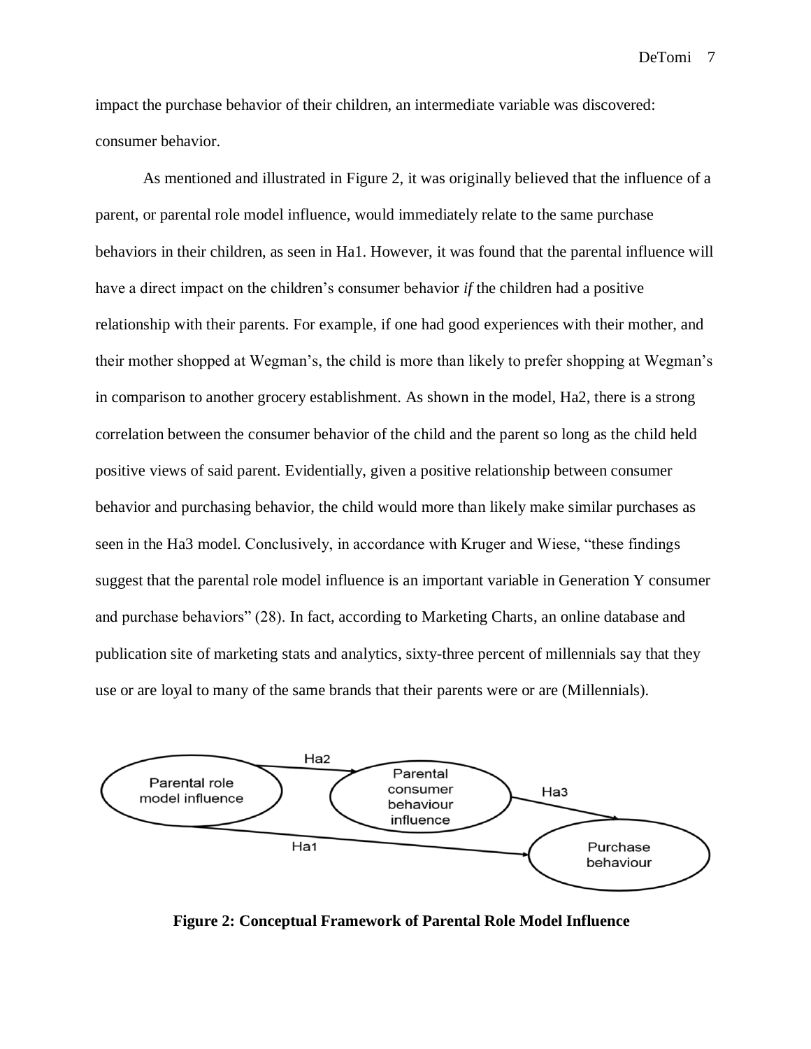impact the purchase behavior of their children, an intermediate variable was discovered: consumer behavior.

As mentioned and illustrated in Figure 2, it was originally believed that the influence of a parent, or parental role model influence, would immediately relate to the same purchase behaviors in their children, as seen in Ha1. However, it was found that the parental influence will have a direct impact on the children's consumer behavior *if* the children had a positive relationship with their parents. For example, if one had good experiences with their mother, and their mother shopped at Wegman's, the child is more than likely to prefer shopping at Wegman's in comparison to another grocery establishment. As shown in the model, Ha2, there is a strong correlation between the consumer behavior of the child and the parent so long as the child held positive views of said parent. Evidentially, given a positive relationship between consumer behavior and purchasing behavior, the child would more than likely make similar purchases as seen in the Ha3 model. Conclusively, in accordance with Kruger and Wiese, "these findings suggest that the parental role model influence is an important variable in Generation Y consumer and purchase behaviors" (28). In fact, according to Marketing Charts, an online database and publication site of marketing stats and analytics, sixty-three percent of millennials say that they use or are loyal to many of the same brands that their parents were or are (Millennials).

**Figure 2: Conceptual Framework of Parental Role Model Influence**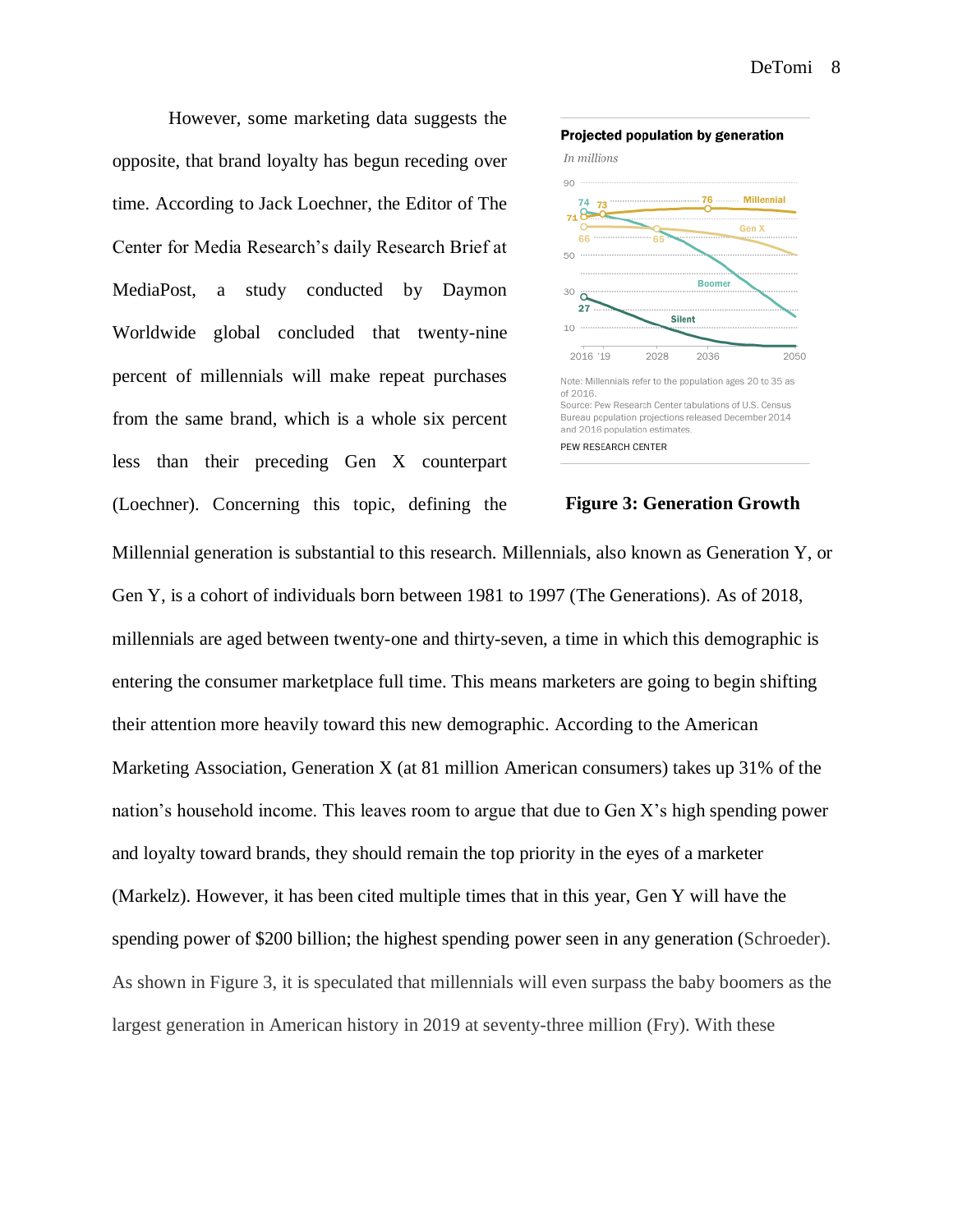However, some marketing data suggests the opposite, that brand loyalty has begun receding over time. According to Jack Loechner, the Editor of The Center for Media Research's daily Research Brief at MediaPost, a study conducted by Daymon Worldwide global concluded that twenty-nine percent of millennials will make repeat purchases from the same brand, which is a whole six percent less than their preceding Gen X counterpart (Loechner). Concerning this topic, defining the Millennial generation is substantial to this research. Millennials, also known as Generation Y, or Gen Y, is a cohort of individuals born between 1981 to 1997 (The Generations). As of 2018, millennials are aged between twenty-one and thirty-seven, a time in which this demographic is entering the consumer marketplace full time. This means marketers are going to begin shifting their attention more heavily toward this new demographic. According to the American Marketing Association, Generation X (at 81 million American consumers) takes up 31% of the nation's household income. This leaves room to argue that due to Gen X's high spending power and loyalty toward brands, they should remain the top priority in the eyes of a marketer (Markelz). However, it has been cited multiple times that in this year, Gen Y will have the spending power of $200 billion; the highest spending power seen in any generation (Schroeder). As shown in Figure 3, it is speculated that millennials will even surpass the baby boomers as the largest generation in American history in 2019 at seventy-three million (Fry). With these

**Projected population by generation**

*In millions*

Note: Millennials refer to the population ages 20 to 35 as of 2016.
Source: Pew Research Center tabulations of U.S. Census Bureau population projections released December 2014 and 2016 population estimates.
PEW RESEARCH CENTER

**Figure 3: Generation Growth**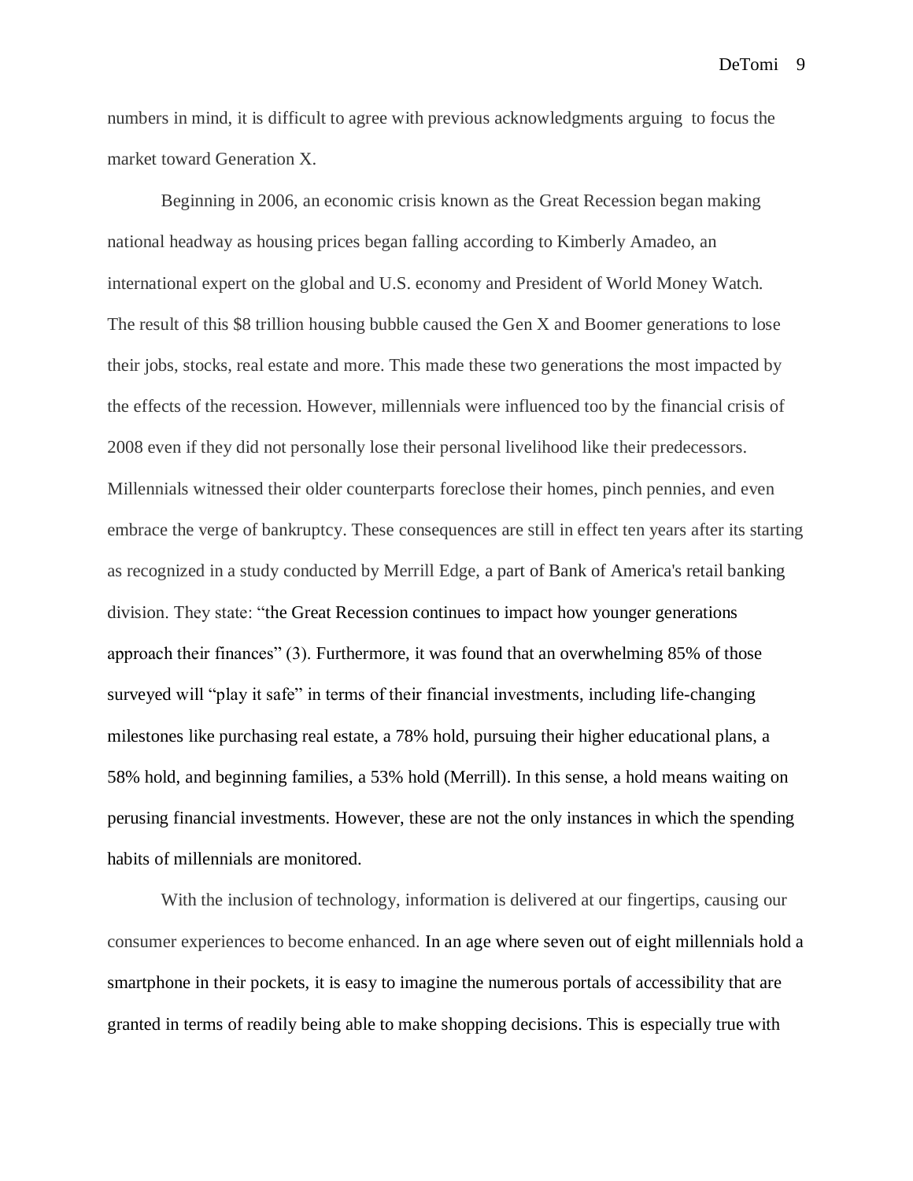numbers in mind, it is difficult to agree with previous acknowledgments arguing to focus the market toward Generation X.

Beginning in 2006, an economic crisis known as the Great Recession began making national headway as housing prices began falling according to Kimberly Amadeo, an international expert on the global and U.S. economy and President of World Money Watch. The result of this $8 trillion housing bubble caused the Gen X and Boomer generations to lose their jobs, stocks, real estate and more. This made these two generations the most impacted by the effects of the recession. However, millennials were influenced too by the financial crisis of 2008 even if they did not personally lose their personal livelihood like their predecessors. Millennials witnessed their older counterparts foreclose their homes, pinch pennies, and even embrace the verge of bankruptcy. These consequences are still in effect ten years after its starting as recognized in a study conducted by Merrill Edge, a part of Bank of America's retail banking division. They state: "the Great Recession continues to impact how younger generations approach their finances" (3). Furthermore, it was found that an overwhelming 85% of those surveyed will "play it safe" in terms of their financial investments, including life-changing milestones like purchasing real estate, a 78% hold, pursuing their higher educational plans, a 58% hold, and beginning families, a 53% hold (Merrill). In this sense, a hold means waiting on perusing financial investments. However, these are not the only instances in which the spending habits of millennials are monitored.

With the inclusion of technology, information is delivered at our fingertips, causing our consumer experiences to become enhanced. In an age where seven out of eight millennials hold a smartphone in their pockets, it is easy to imagine the numerous portals of accessibility that are granted in terms of readily being able to make shopping decisions. This is especially true with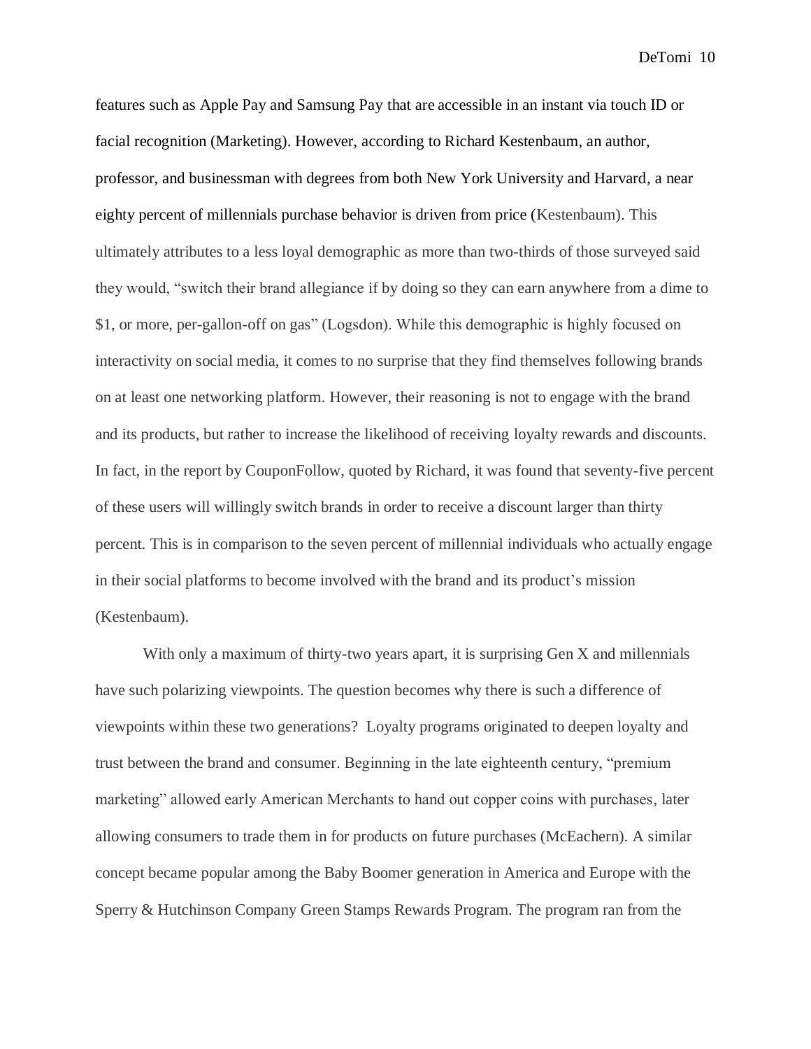features such as Apple Pay and Samsung Pay that are accessible in an instant via touch ID or facial recognition (Marketing). However, according to Richard Kestenbaum, an author, professor, and businessman with degrees from both New York University and Harvard, a near eighty percent of millennials purchase behavior is driven from price (Kestenbaum). This ultimately attributes to a less loyal demographic as more than two-thirds of those surveyed said they would, "switch their brand allegiance if by doing so they can earn anywhere from a dime to $1, or more, per-gallon-off on gas" (Logsdon). While this demographic is highly focused on interactivity on social media, it comes to no surprise that they find themselves following brands on at least one networking platform. However, their reasoning is not to engage with the brand and its products, but rather to increase the likelihood of receiving loyalty rewards and discounts. In fact, in the report by CouponFollow, quoted by Richard, it was found that seventy-five percent of these users will willingly switch brands in order to receive a discount larger than thirty percent. This is in comparison to the seven percent of millennial individuals who actually engage in their social platforms to become involved with the brand and its product's mission (Kestenbaum).

With only a maximum of thirty-two years apart, it is surprising Gen X and millennials have such polarizing viewpoints. The question becomes why there is such a difference of viewpoints within these two generations? Loyalty programs originated to deepen loyalty and trust between the brand and consumer. Beginning in the late eighteenth century, "premium marketing" allowed early American Merchants to hand out copper coins with purchases, later allowing consumers to trade them in for products on future purchases (McEachern). A similar concept became popular among the Baby Boomer generation in America and Europe with the Sperry & Hutchinson Company Green Stamps Rewards Program. The program ran from the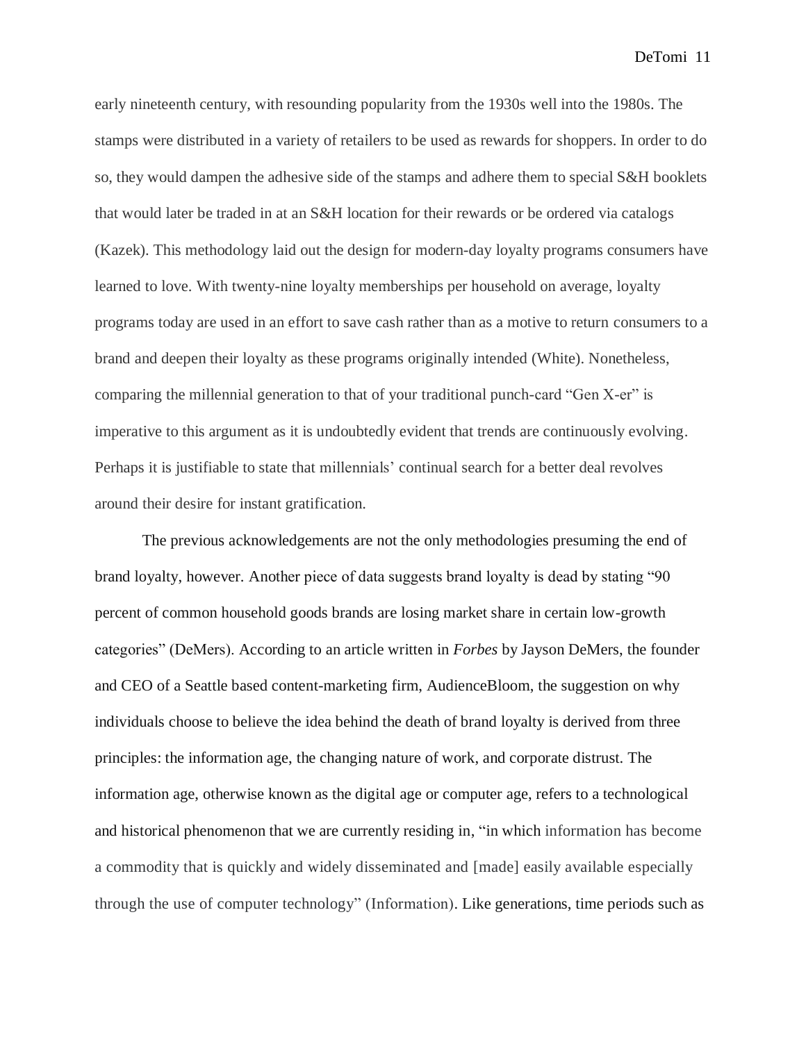early nineteenth century, with resounding popularity from the 1930s well into the 1980s. The stamps were distributed in a variety of retailers to be used as rewards for shoppers. In order to do so, they would dampen the adhesive side of the stamps and adhere them to special S&H booklets that would later be traded in at an S&H location for their rewards or be ordered via catalogs (Kazek). This methodology laid out the design for modern-day loyalty programs consumers have learned to love. With twenty-nine loyalty memberships per household on average, loyalty programs today are used in an effort to save cash rather than as a motive to return consumers to a brand and deepen their loyalty as these programs originally intended (White). Nonetheless, comparing the millennial generation to that of your traditional punch-card "Gen X-er" is imperative to this argument as it is undoubtedly evident that trends are continuously evolving. Perhaps it is justifiable to state that millennials' continual search for a better deal revolves around their desire for instant gratification.

The previous acknowledgements are not the only methodologies presuming the end of brand loyalty, however. Another piece of data suggests brand loyalty is dead by stating "90 percent of common household goods brands are losing market share in certain low-growth categories" (DeMers). According to an article written in *Forbes* by Jayson DeMers, the founder and CEO of a Seattle based content-marketing firm, AudienceBloom, the suggestion on why individuals choose to believe the idea behind the death of brand loyalty is derived from three principles: the information age, the changing nature of work, and corporate distrust. The information age, otherwise known as the digital age or computer age, refers to a technological and historical phenomenon that we are currently residing in, "in which information has become a commodity that is quickly and widely disseminated and [made] easily available especially through the use of computer technology" (Information). Like generations, time periods such as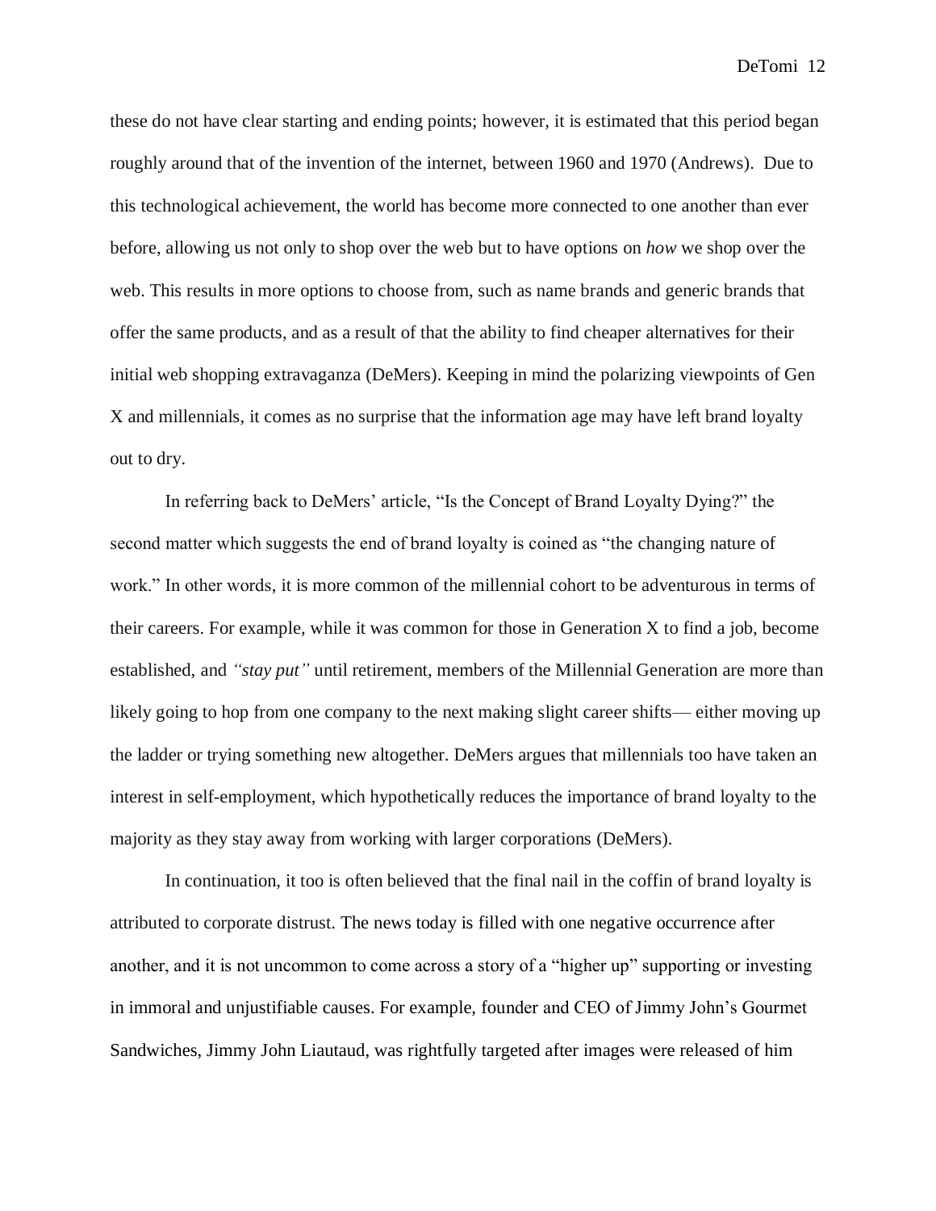these do not have clear starting and ending points; however, it is estimated that this period began roughly around that of the invention of the internet, between 1960 and 1970 (Andrews). Due to this technological achievement, the world has become more connected to one another than ever before, allowing us not only to shop over the web but to have options on *how* we shop over the web. This results in more options to choose from, such as name brands and generic brands that offer the same products, and as a result of that the ability to find cheaper alternatives for their initial web shopping extravaganza (DeMers). Keeping in mind the polarizing viewpoints of Gen X and millennials, it comes as no surprise that the information age may have left brand loyalty out to dry.

In referring back to DeMers' article, "Is the Concept of Brand Loyalty Dying?" the second matter which suggests the end of brand loyalty is coined as "the changing nature of work." In other words, it is more common of the millennial cohort to be adventurous in terms of their careers. For example, while it was common for those in Generation X to find a job, become established, and *"stay put"* until retirement, members of the Millennial Generation are more than likely going to hop from one company to the next making slight career shifts— either moving up the ladder or trying something new altogether. DeMers argues that millennials too have taken an interest in self-employment, which hypothetically reduces the importance of brand loyalty to the majority as they stay away from working with larger corporations (DeMers).

In continuation, it too is often believed that the final nail in the coffin of brand loyalty is attributed to corporate distrust. The news today is filled with one negative occurrence after another, and it is not uncommon to come across a story of a "higher up" supporting or investing in immoral and unjustifiable causes. For example, founder and CEO of Jimmy John's Gourmet Sandwiches, Jimmy John Liautaud, was rightfully targeted after images were released of him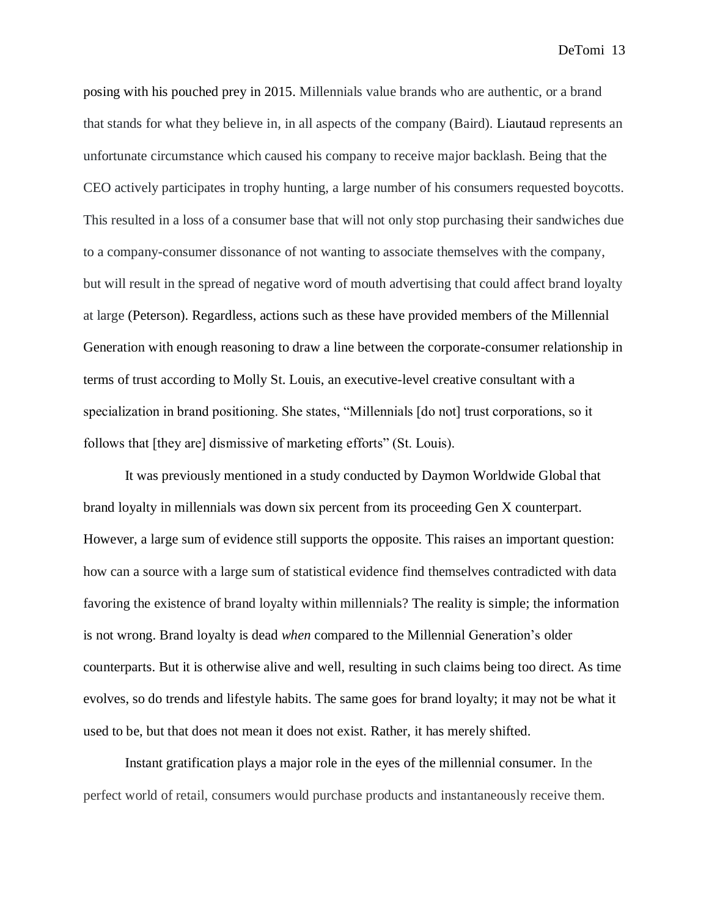posing with his pouched prey in 2015. Millennials value brands who are authentic, or a brand that stands for what they believe in, in all aspects of the company (Baird). Liautaud represents an unfortunate circumstance which caused his company to receive major backlash. Being that the CEO actively participates in trophy hunting, a large number of his consumers requested boycotts. This resulted in a loss of a consumer base that will not only stop purchasing their sandwiches due to a company-consumer dissonance of not wanting to associate themselves with the company, but will result in the spread of negative word of mouth advertising that could affect brand loyalty at large (Peterson). Regardless, actions such as these have provided members of the Millennial Generation with enough reasoning to draw a line between the corporate-consumer relationship in terms of trust according to Molly St. Louis, an executive-level creative consultant with a specialization in brand positioning. She states, "Millennials [do not] trust corporations, so it follows that [they are] dismissive of marketing efforts" (St. Louis).

It was previously mentioned in a study conducted by Daymon Worldwide Global that brand loyalty in millennials was down six percent from its proceeding Gen X counterpart. However, a large sum of evidence still supports the opposite. This raises an important question: how can a source with a large sum of statistical evidence find themselves contradicted with data favoring the existence of brand loyalty within millennials? The reality is simple; the information is not wrong. Brand loyalty is dead *when* compared to the Millennial Generation's older counterparts. But it is otherwise alive and well, resulting in such claims being too direct. As time evolves, so do trends and lifestyle habits. The same goes for brand loyalty; it may not be what it used to be, but that does not mean it does not exist. Rather, it has merely shifted.

Instant gratification plays a major role in the eyes of the millennial consumer. In the perfect world of retail, consumers would purchase products and instantaneously receive them.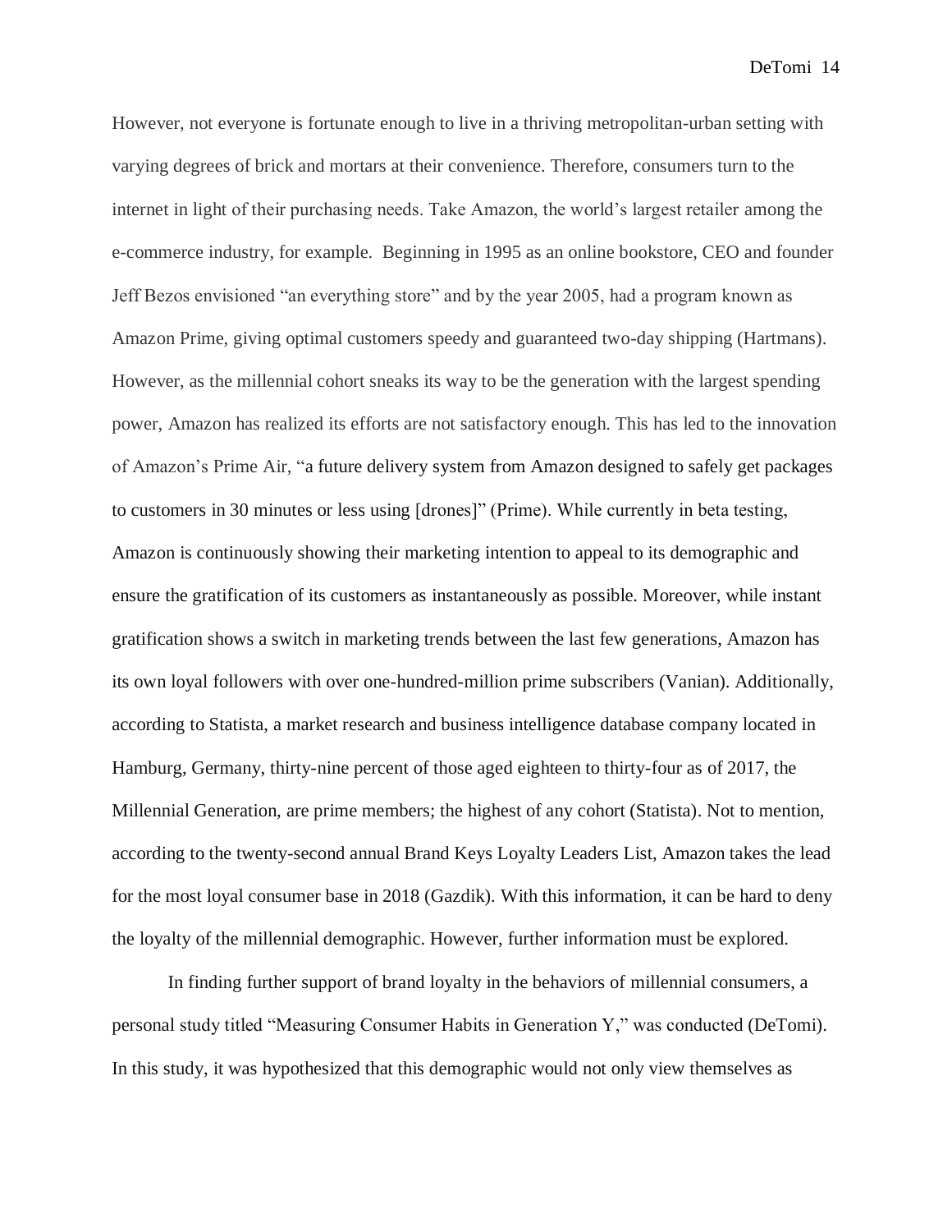However, not everyone is fortunate enough to live in a thriving metropolitan-urban setting with varying degrees of brick and mortars at their convenience. Therefore, consumers turn to the internet in light of their purchasing needs. Take Amazon, the world's largest retailer among the e-commerce industry, for example. Beginning in 1995 as an online bookstore, CEO and founder Jeff Bezos envisioned "an everything store" and by the year 2005, had a program known as Amazon Prime, giving optimal customers speedy and guaranteed two-day shipping (Hartmans). However, as the millennial cohort sneaks its way to be the generation with the largest spending power, Amazon has realized its efforts are not satisfactory enough. This has led to the innovation of Amazon's Prime Air, "a future delivery system from Amazon designed to safely get packages to customers in 30 minutes or less using [drones]" (Prime). While currently in beta testing, Amazon is continuously showing their marketing intention to appeal to its demographic and ensure the gratification of its customers as instantaneously as possible. Moreover, while instant gratification shows a switch in marketing trends between the last few generations, Amazon has its own loyal followers with over one-hundred-million prime subscribers (Vanian). Additionally, according to Statista, a market research and business intelligence database company located in Hamburg, Germany, thirty-nine percent of those aged eighteen to thirty-four as of 2017, the Millennial Generation, are prime members; the highest of any cohort (Statista). Not to mention, according to the twenty-second annual Brand Keys Loyalty Leaders List, Amazon takes the lead for the most loyal consumer base in 2018 (Gazdik). With this information, it can be hard to deny the loyalty of the millennial demographic. However, further information must be explored.

In finding further support of brand loyalty in the behaviors of millennial consumers, a personal study titled "Measuring Consumer Habits in Generation Y," was conducted (DeTomi). In this study, it was hypothesized that this demographic would not only view themselves as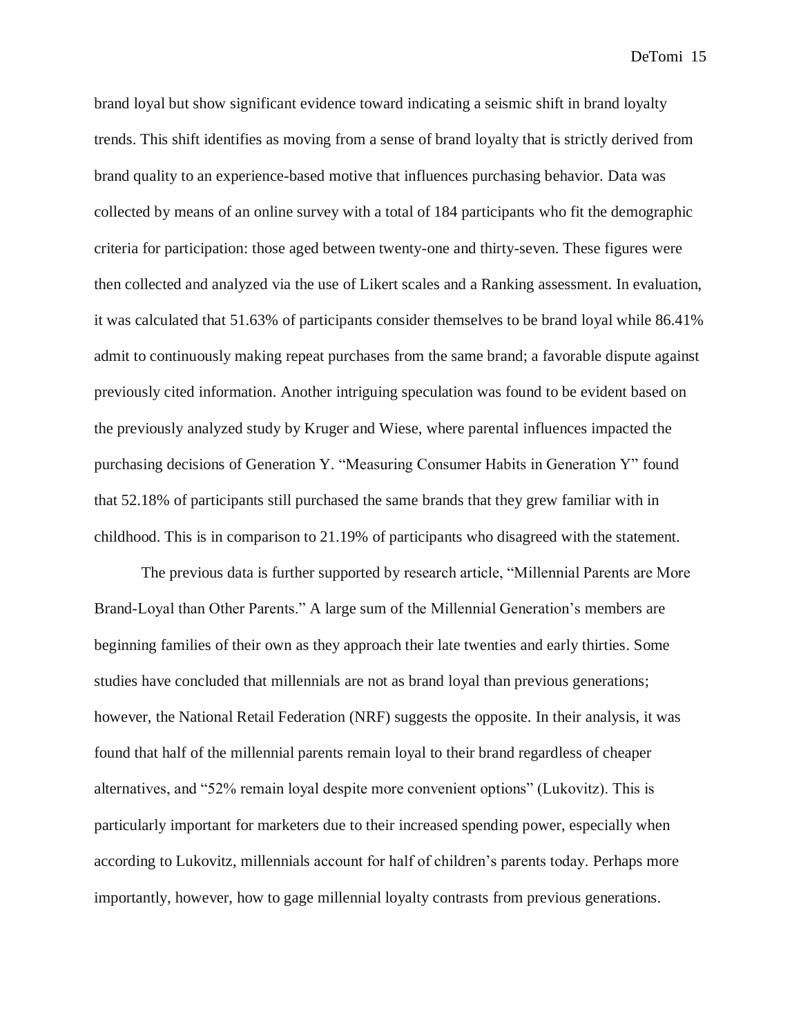brand loyal but show significant evidence toward indicating a seismic shift in brand loyalty trends. This shift identifies as moving from a sense of brand loyalty that is strictly derived from brand quality to an experience-based motive that influences purchasing behavior. Data was collected by means of an online survey with a total of 184 participants who fit the demographic criteria for participation: those aged between twenty-one and thirty-seven. These figures were then collected and analyzed via the use of Likert scales and a Ranking assessment. In evaluation, it was calculated that 51.63% of participants consider themselves to be brand loyal while 86.41% admit to continuously making repeat purchases from the same brand; a favorable dispute against previously cited information. Another intriguing speculation was found to be evident based on the previously analyzed study by Kruger and Wiese, where parental influences impacted the purchasing decisions of Generation Y. "Measuring Consumer Habits in Generation Y" found that 52.18% of participants still purchased the same brands that they grew familiar with in childhood. This is in comparison to 21.19% of participants who disagreed with the statement.

The previous data is further supported by research article, "Millennial Parents are More Brand-Loyal than Other Parents." A large sum of the Millennial Generation's members are beginning families of their own as they approach their late twenties and early thirties. Some studies have concluded that millennials are not as brand loyal than previous generations; however, the National Retail Federation (NRF) suggests the opposite. In their analysis, it was found that half of the millennial parents remain loyal to their brand regardless of cheaper alternatives, and "52% remain loyal despite more convenient options" (Lukovitz). This is particularly important for marketers due to their increased spending power, especially when according to Lukovitz, millennials account for half of children's parents today. Perhaps more importantly, however, how to gage millennial loyalty contrasts from previous generations.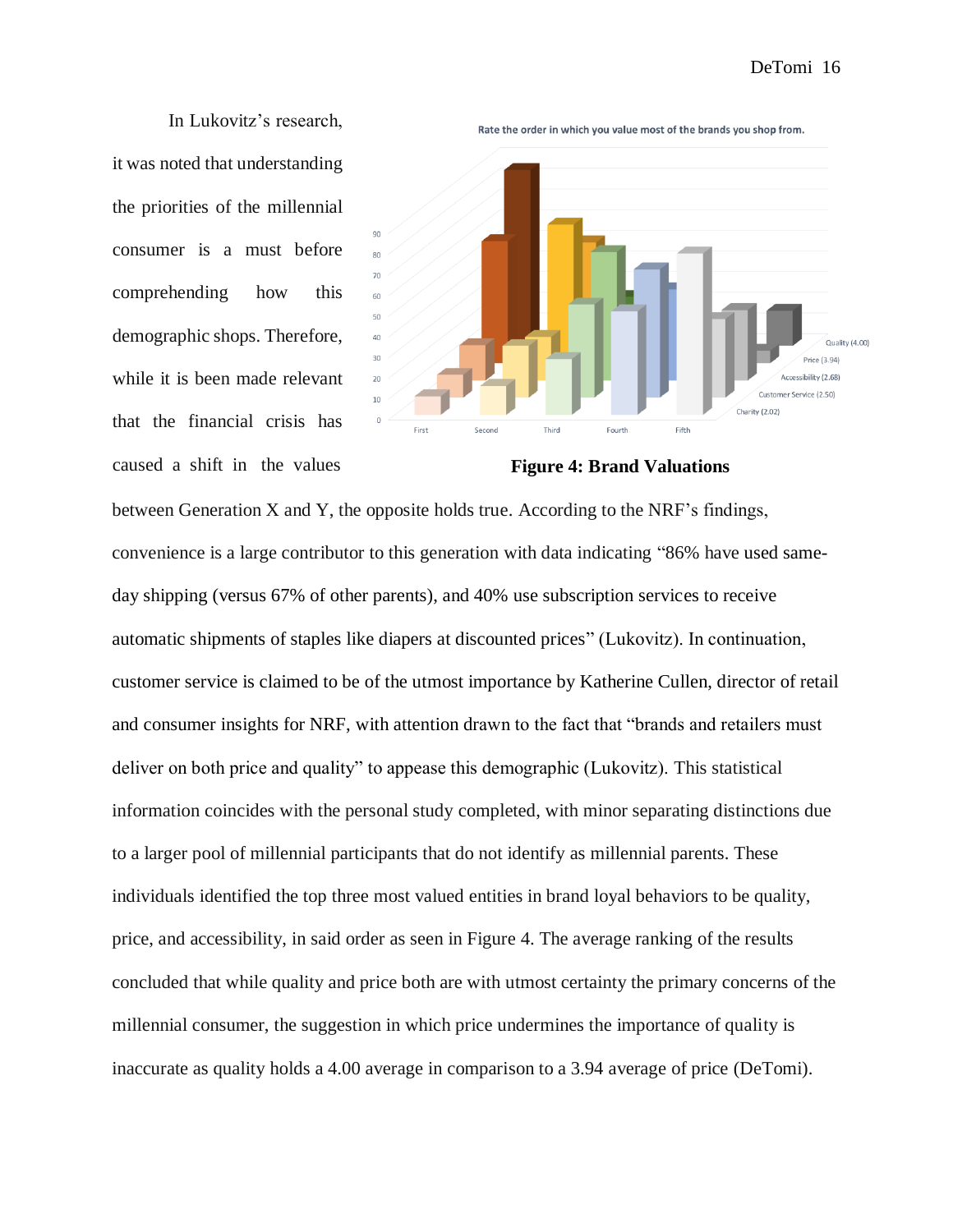In Lukovitz's research, it was noted that understanding the priorities of the millennial consumer is a must before comprehending how this demographic shops. Therefore, while it is been made relevant that the financial crisis has caused a shift in the values between Generation X and Y, the opposite holds true. According to the NRF's findings, convenience is a large contributor to this generation with data indicating "86% have used same-day shipping (versus 67% of other parents), and 40% use subscription services to receive automatic shipments of staples like diapers at discounted prices" (Lukovitz). In continuation, customer service is claimed to be of the utmost importance by Katherine Cullen, director of retail and consumer insights for NRF, with attention drawn to the fact that "brands and retailers must deliver on both price and quality" to appease this demographic (Lukovitz). This statistical information coincides with the personal study completed, with minor separating distinctions due to a larger pool of millennial participants that do not identify as millennial parents. These individuals identified the top three most valued entities in brand loyal behaviors to be quality, price, and accessibility, in said order as seen in Figure 4. The average ranking of the results concluded that while quality and price both are with utmost certainty the primary concerns of the millennial consumer, the suggestion in which price undermines the importance of quality is inaccurate as quality holds a 4.00 average in comparison to a 3.94 average of price (DeTomi).

**Figure 4: Brand Valuations**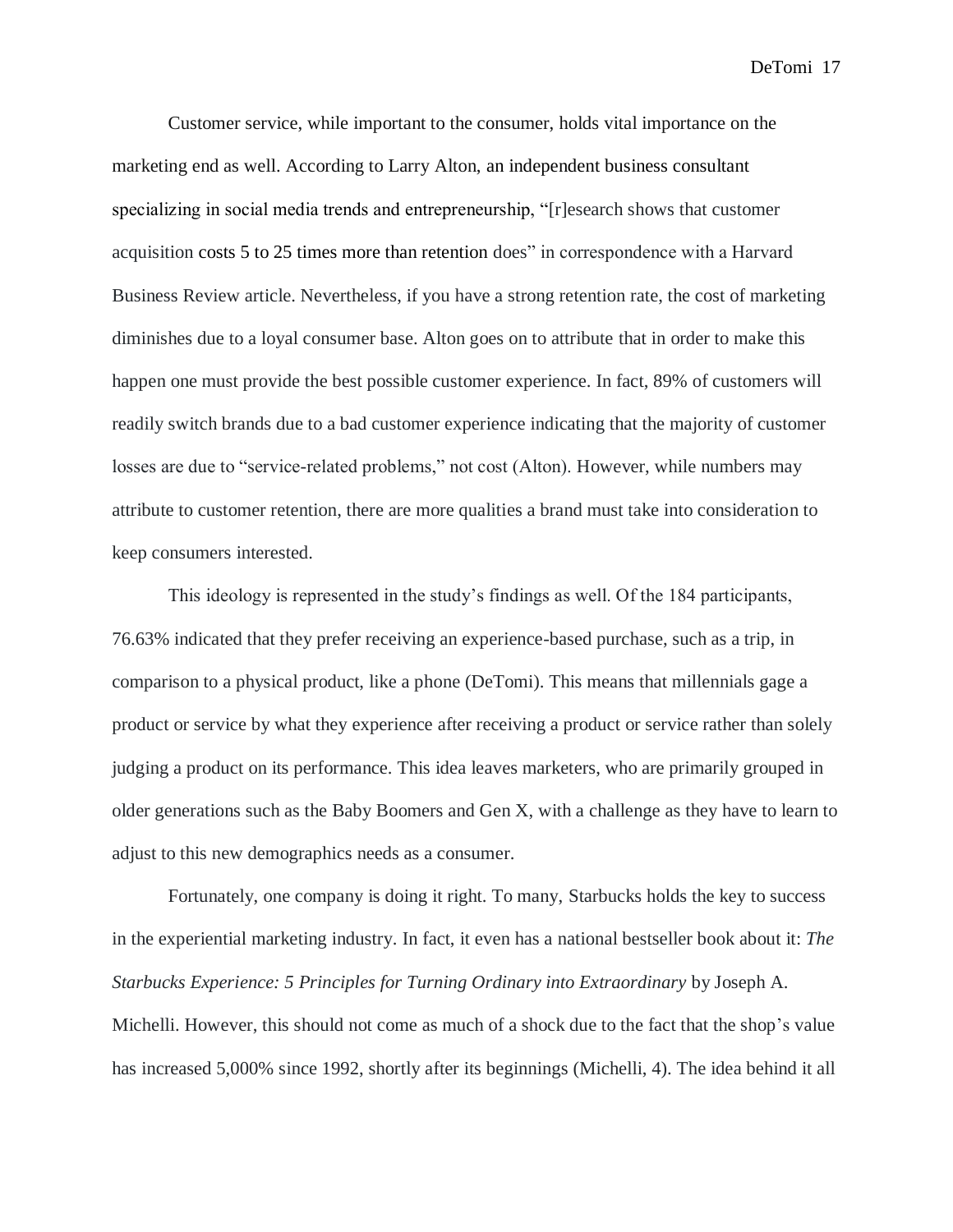Customer service, while important to the consumer, holds vital importance on the marketing end as well. According to Larry Alton, an independent business consultant specializing in social media trends and entrepreneurship, "[r]esearch shows that customer acquisition costs 5 to 25 times more than retention does" in correspondence with a Harvard Business Review article. Nevertheless, if you have a strong retention rate, the cost of marketing diminishes due to a loyal consumer base. Alton goes on to attribute that in order to make this happen one must provide the best possible customer experience. In fact, 89% of customers will readily switch brands due to a bad customer experience indicating that the majority of customer losses are due to "service-related problems," not cost (Alton). However, while numbers may attribute to customer retention, there are more qualities a brand must take into consideration to keep consumers interested.

This ideology is represented in the study's findings as well. Of the 184 participants, 76.63% indicated that they prefer receiving an experience-based purchase, such as a trip, in comparison to a physical product, like a phone (DeTomi). This means that millennials gage a product or service by what they experience after receiving a product or service rather than solely judging a product on its performance. This idea leaves marketers, who are primarily grouped in older generations such as the Baby Boomers and Gen X, with a challenge as they have to learn to adjust to this new demographics needs as a consumer.

Fortunately, one company is doing it right. To many, Starbucks holds the key to success in the experiential marketing industry. In fact, it even has a national bestseller book about it: *The Starbucks Experience: 5 Principles for Turning Ordinary into Extraordinary* by Joseph A. Michelli. However, this should not come as much of a shock due to the fact that the shop's value has increased 5,000% since 1992, shortly after its beginnings (Michelli, 4). The idea behind it all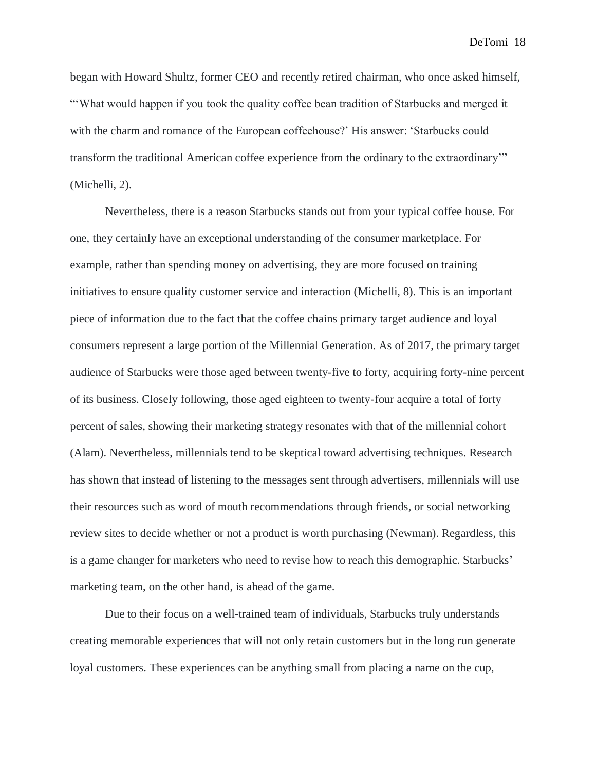began with Howard Shultz, former CEO and recently retired chairman, who once asked himself, "'What would happen if you took the quality coffee bean tradition of Starbucks and merged it with the charm and romance of the European coffeehouse?' His answer: 'Starbucks could transform the traditional American coffee experience from the ordinary to the extraordinary'" (Michelli, 2).

Nevertheless, there is a reason Starbucks stands out from your typical coffee house. For one, they certainly have an exceptional understanding of the consumer marketplace. For example, rather than spending money on advertising, they are more focused on training initiatives to ensure quality customer service and interaction (Michelli, 8). This is an important piece of information due to the fact that the coffee chains primary target audience and loyal consumers represent a large portion of the Millennial Generation. As of 2017, the primary target audience of Starbucks were those aged between twenty-five to forty, acquiring forty-nine percent of its business. Closely following, those aged eighteen to twenty-four acquire a total of forty percent of sales, showing their marketing strategy resonates with that of the millennial cohort (Alam). Nevertheless, millennials tend to be skeptical toward advertising techniques. Research has shown that instead of listening to the messages sent through advertisers, millennials will use their resources such as word of mouth recommendations through friends, or social networking review sites to decide whether or not a product is worth purchasing (Newman). Regardless, this is a game changer for marketers who need to revise how to reach this demographic. Starbucks' marketing team, on the other hand, is ahead of the game.

Due to their focus on a well-trained team of individuals, Starbucks truly understands creating memorable experiences that will not only retain customers but in the long run generate loyal customers. These experiences can be anything small from placing a name on the cup,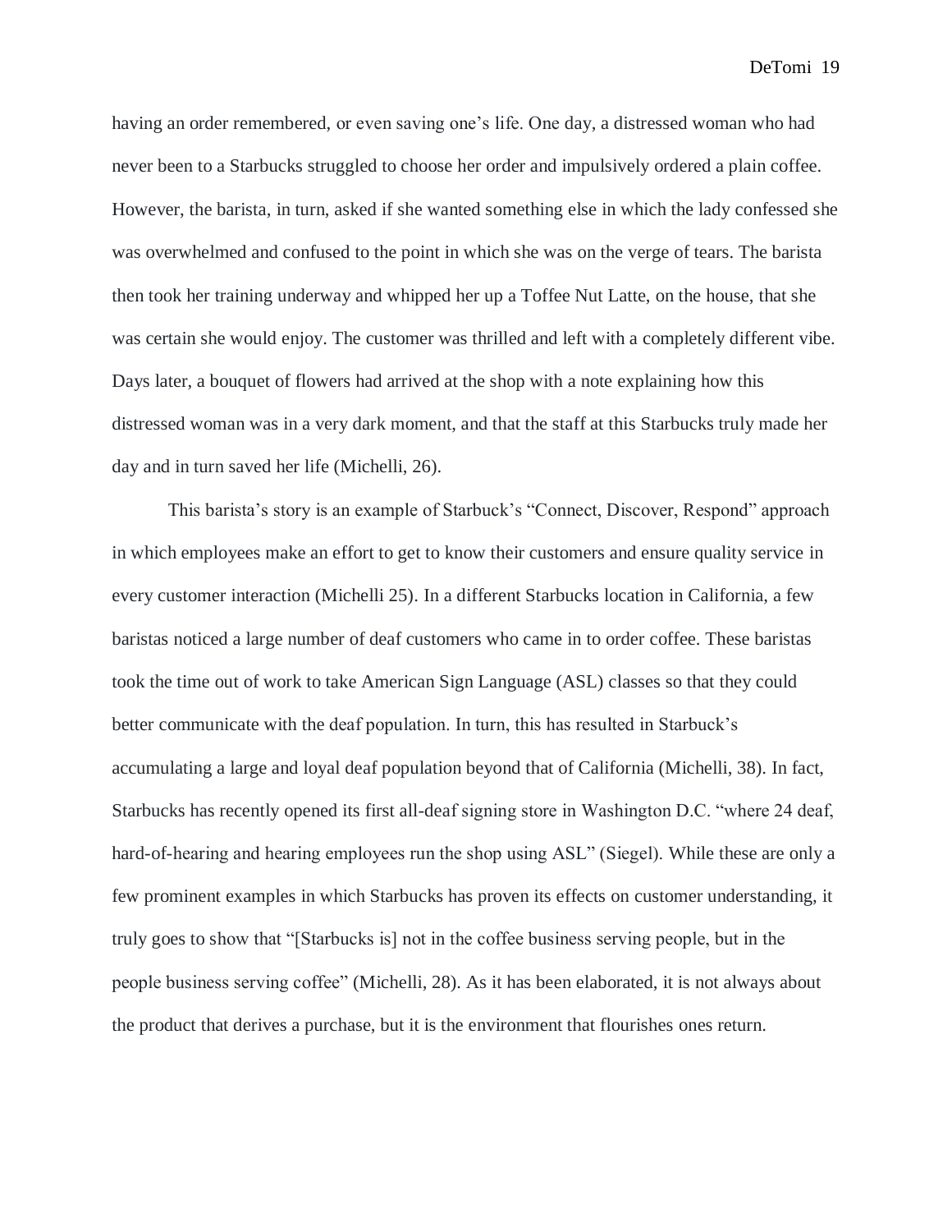having an order remembered, or even saving one's life. One day, a distressed woman who had never been to a Starbucks struggled to choose her order and impulsively ordered a plain coffee. However, the barista, in turn, asked if she wanted something else in which the lady confessed she was overwhelmed and confused to the point in which she was on the verge of tears. The barista then took her training underway and whipped her up a Toffee Nut Latte, on the house, that she was certain she would enjoy. The customer was thrilled and left with a completely different vibe. Days later, a bouquet of flowers had arrived at the shop with a note explaining how this distressed woman was in a very dark moment, and that the staff at this Starbucks truly made her day and in turn saved her life (Michelli, 26).

This barista's story is an example of Starbuck's "Connect, Discover, Respond" approach in which employees make an effort to get to know their customers and ensure quality service in every customer interaction (Michelli 25). In a different Starbucks location in California, a few baristas noticed a large number of deaf customers who came in to order coffee. These baristas took the time out of work to take American Sign Language (ASL) classes so that they could better communicate with the deaf population. In turn, this has resulted in Starbuck's accumulating a large and loyal deaf population beyond that of California (Michelli, 38). In fact, Starbucks has recently opened its first all-deaf signing store in Washington D.C. "where 24 deaf, hard-of-hearing and hearing employees run the shop using ASL" (Siegel). While these are only a few prominent examples in which Starbucks has proven its effects on customer understanding, it truly goes to show that "[Starbucks is] not in the coffee business serving people, but in the people business serving coffee" (Michelli, 28). As it has been elaborated, it is not always about the product that derives a purchase, but it is the environment that flourishes ones return.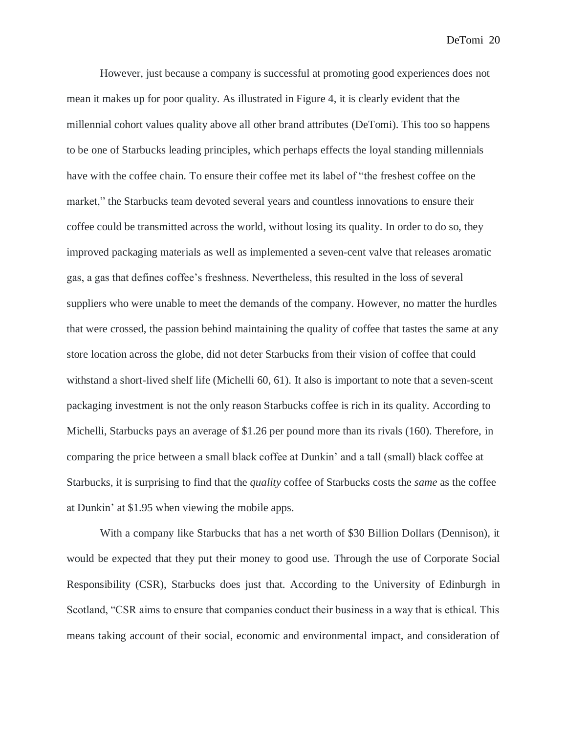However, just because a company is successful at promoting good experiences does not mean it makes up for poor quality. As illustrated in Figure 4, it is clearly evident that the millennial cohort values quality above all other brand attributes (DeTomi). This too so happens to be one of Starbucks leading principles, which perhaps effects the loyal standing millennials have with the coffee chain. To ensure their coffee met its label of "the freshest coffee on the market," the Starbucks team devoted several years and countless innovations to ensure their coffee could be transmitted across the world, without losing its quality. In order to do so, they improved packaging materials as well as implemented a seven-cent valve that releases aromatic gas, a gas that defines coffee's freshness. Nevertheless, this resulted in the loss of several suppliers who were unable to meet the demands of the company. However, no matter the hurdles that were crossed, the passion behind maintaining the quality of coffee that tastes the same at any store location across the globe, did not deter Starbucks from their vision of coffee that could withstand a short-lived shelf life (Michelli 60, 61). It also is important to note that a seven-scent packaging investment is not the only reason Starbucks coffee is rich in its quality. According to Michelli, Starbucks pays an average of $1.26 per pound more than its rivals (160). Therefore, in comparing the price between a small black coffee at Dunkin' and a tall (small) black coffee at Starbucks, it is surprising to find that the *quality* coffee of Starbucks costs the *same* as the coffee at Dunkin' at $1.95 when viewing the mobile apps.

With a company like Starbucks that has a net worth of $30 Billion Dollars (Dennison), it would be expected that they put their money to good use. Through the use of Corporate Social Responsibility (CSR), Starbucks does just that. According to the University of Edinburgh in Scotland, "CSR aims to ensure that companies conduct their business in a way that is ethical. This means taking account of their social, economic and environmental impact, and consideration of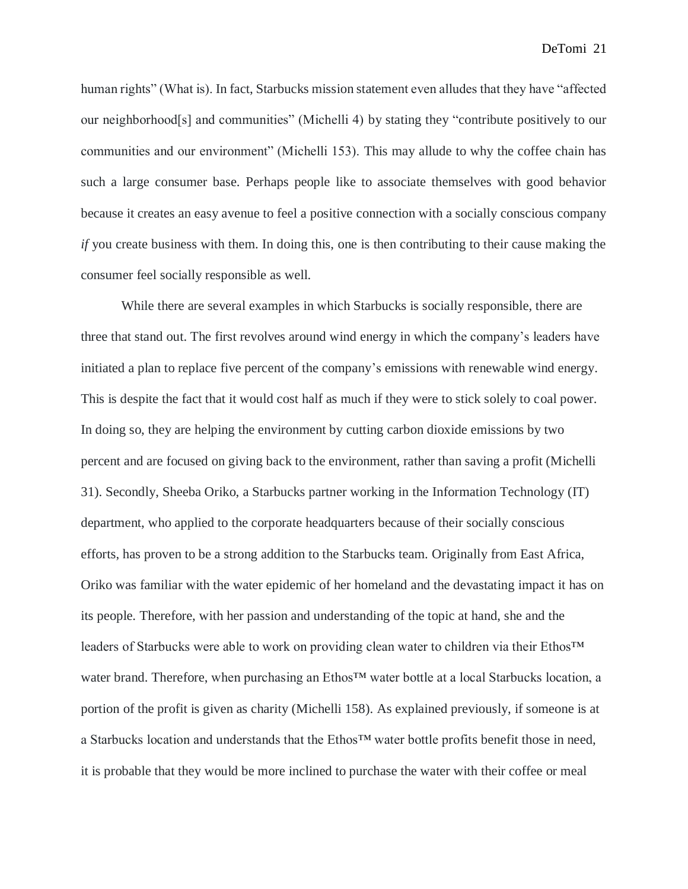human rights" (What is). In fact, Starbucks mission statement even alludes that they have "affected our neighborhood[s] and communities" (Michelli 4) by stating they "contribute positively to our communities and our environment" (Michelli 153). This may allude to why the coffee chain has such a large consumer base. Perhaps people like to associate themselves with good behavior because it creates an easy avenue to feel a positive connection with a socially conscious company *if* you create business with them. In doing this, one is then contributing to their cause making the consumer feel socially responsible as well.

While there are several examples in which Starbucks is socially responsible, there are three that stand out. The first revolves around wind energy in which the company's leaders have initiated a plan to replace five percent of the company's emissions with renewable wind energy. This is despite the fact that it would cost half as much if they were to stick solely to coal power. In doing so, they are helping the environment by cutting carbon dioxide emissions by two percent and are focused on giving back to the environment, rather than saving a profit (Michelli 31). Secondly, Sheeba Oriko, a Starbucks partner working in the Information Technology (IT) department, who applied to the corporate headquarters because of their socially conscious efforts, has proven to be a strong addition to the Starbucks team. Originally from East Africa, Oriko was familiar with the water epidemic of her homeland and the devastating impact it has on its people. Therefore, with her passion and understanding of the topic at hand, she and the leaders of Starbucks were able to work on providing clean water to children via their Ethos™ water brand. Therefore, when purchasing an Ethos™ water bottle at a local Starbucks location, a portion of the profit is given as charity (Michelli 158). As explained previously, if someone is at a Starbucks location and understands that the Ethos™ water bottle profits benefit those in need, it is probable that they would be more inclined to purchase the water with their coffee or meal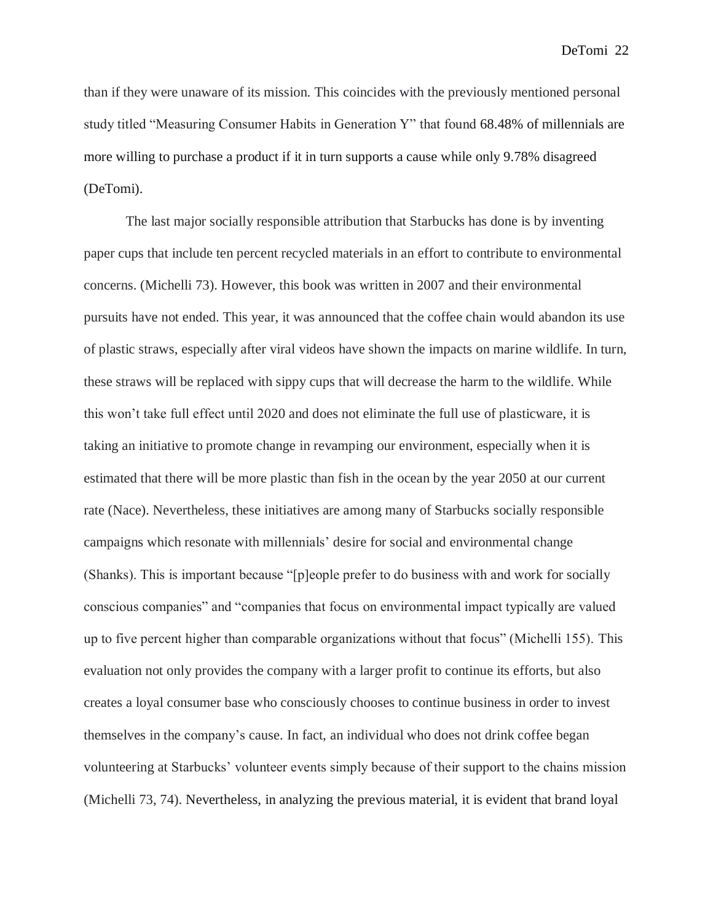than if they were unaware of its mission. This coincides with the previously mentioned personal study titled "Measuring Consumer Habits in Generation Y" that found 68.48% of millennials are more willing to purchase a product if it in turn supports a cause while only 9.78% disagreed (DeTomi).

The last major socially responsible attribution that Starbucks has done is by inventing paper cups that include ten percent recycled materials in an effort to contribute to environmental concerns. (Michelli 73). However, this book was written in 2007 and their environmental pursuits have not ended. This year, it was announced that the coffee chain would abandon its use of plastic straws, especially after viral videos have shown the impacts on marine wildlife. In turn, these straws will be replaced with sippy cups that will decrease the harm to the wildlife. While this won't take full effect until 2020 and does not eliminate the full use of plasticware, it is taking an initiative to promote change in revamping our environment, especially when it is estimated that there will be more plastic than fish in the ocean by the year 2050 at our current rate (Nace). Nevertheless, these initiatives are among many of Starbucks socially responsible campaigns which resonate with millennials' desire for social and environmental change (Shanks). This is important because "[p]eople prefer to do business with and work for socially conscious companies" and "companies that focus on environmental impact typically are valued up to five percent higher than comparable organizations without that focus" (Michelli 155). This evaluation not only provides the company with a larger profit to continue its efforts, but also creates a loyal consumer base who consciously chooses to continue business in order to invest themselves in the company's cause. In fact, an individual who does not drink coffee began volunteering at Starbucks' volunteer events simply because of their support to the chains mission (Michelli 73, 74). Nevertheless, in analyzing the previous material, it is evident that brand loyal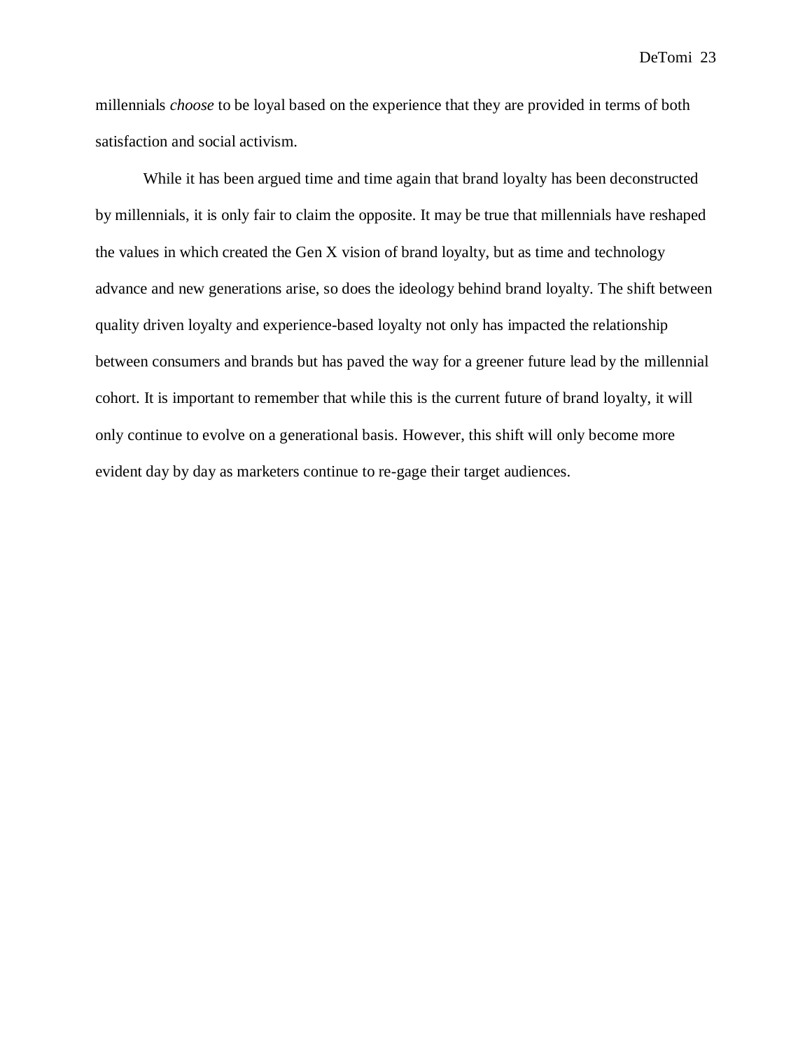millennials *choose* to be loyal based on the experience that they are provided in terms of both satisfaction and social activism.

While it has been argued time and time again that brand loyalty has been deconstructed by millennials, it is only fair to claim the opposite. It may be true that millennials have reshaped the values in which created the Gen X vision of brand loyalty, but as time and technology advance and new generations arise, so does the ideology behind brand loyalty. The shift between quality driven loyalty and experience-based loyalty not only has impacted the relationship between consumers and brands but has paved the way for a greener future lead by the millennial cohort. It is important to remember that while this is the current future of brand loyalty, it will only continue to evolve on a generational basis. However, this shift will only become more evident day by day as marketers continue to re-gage their target audiences.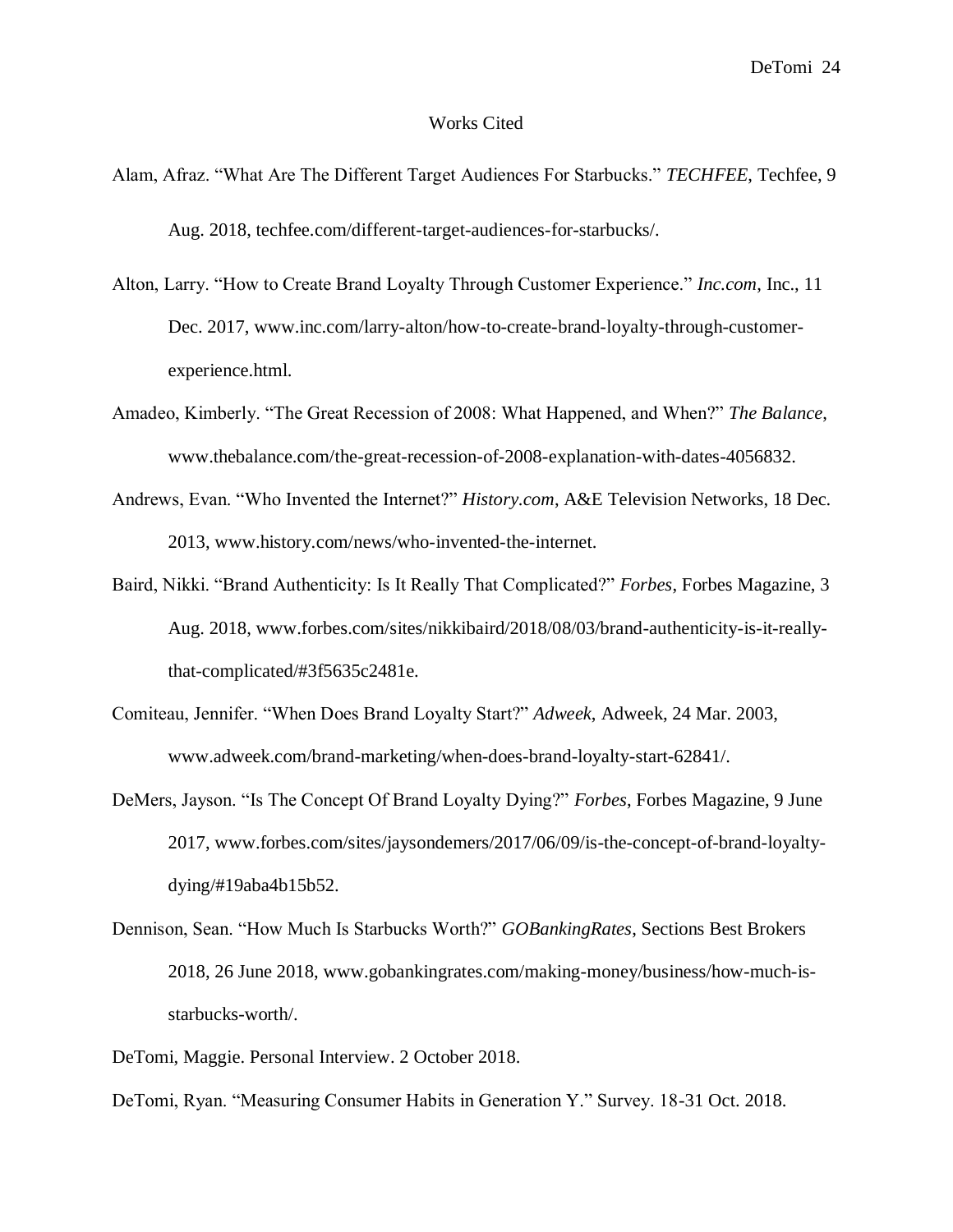# Works Cited

Alam, Afraz. “What Are The Different Target Audiences For Starbucks.” *TECHFEE*, Techfee, 9 Aug. 2018, techfee.com/different-target-audiences-for-starbucks/.

Alton, Larry. “How to Create Brand Loyalty Through Customer Experience.” *Inc.com*, Inc., 11 Dec. 2017, www.inc.com/larry-alton/how-to-create-brand-loyalty-through-customer-experience.html.

Amadeo, Kimberly. “The Great Recession of 2008: What Happened, and When?” *The Balance*, www.thebalance.com/the-great-recession-of-2008-explanation-with-dates-4056832.

Andrews, Evan. “Who Invented the Internet?” *History.com*, A&E Television Networks, 18 Dec. 2013, www.history.com/news/who-invented-the-internet.

Baird, Nikki. “Brand Authenticity: Is It Really That Complicated?” *Forbes*, Forbes Magazine, 3 Aug. 2018, www.forbes.com/sites/nikkibaird/2018/08/03/brand-authenticity-is-it-really-that-complicated/#3f5635c2481e.

Comiteau, Jennifer. “When Does Brand Loyalty Start?” *Adweek*, Adweek, 24 Mar. 2003, www.adweek.com/brand-marketing/when-does-brand-loyalty-start-62841/.

DeMers, Jayson. “Is The Concept Of Brand Loyalty Dying?” *Forbes*, Forbes Magazine, 9 June 2017, www.forbes.com/sites/jaysondemers/2017/06/09/is-the-concept-of-brand-loyalty-dying/#19aba4b15b52.

Dennison, Sean. “How Much Is Starbucks Worth?” *GOBankingRates*, Sections Best Brokers 2018, 26 June 2018, www.gobankingrates.com/making-money/business/how-much-is-starbucks-worth/.

DeTomi, Maggie. Personal Interview. 2 October 2018.

DeTomi, Ryan. “Measuring Consumer Habits in Generation Y.” Survey. 18-31 Oct. 2018.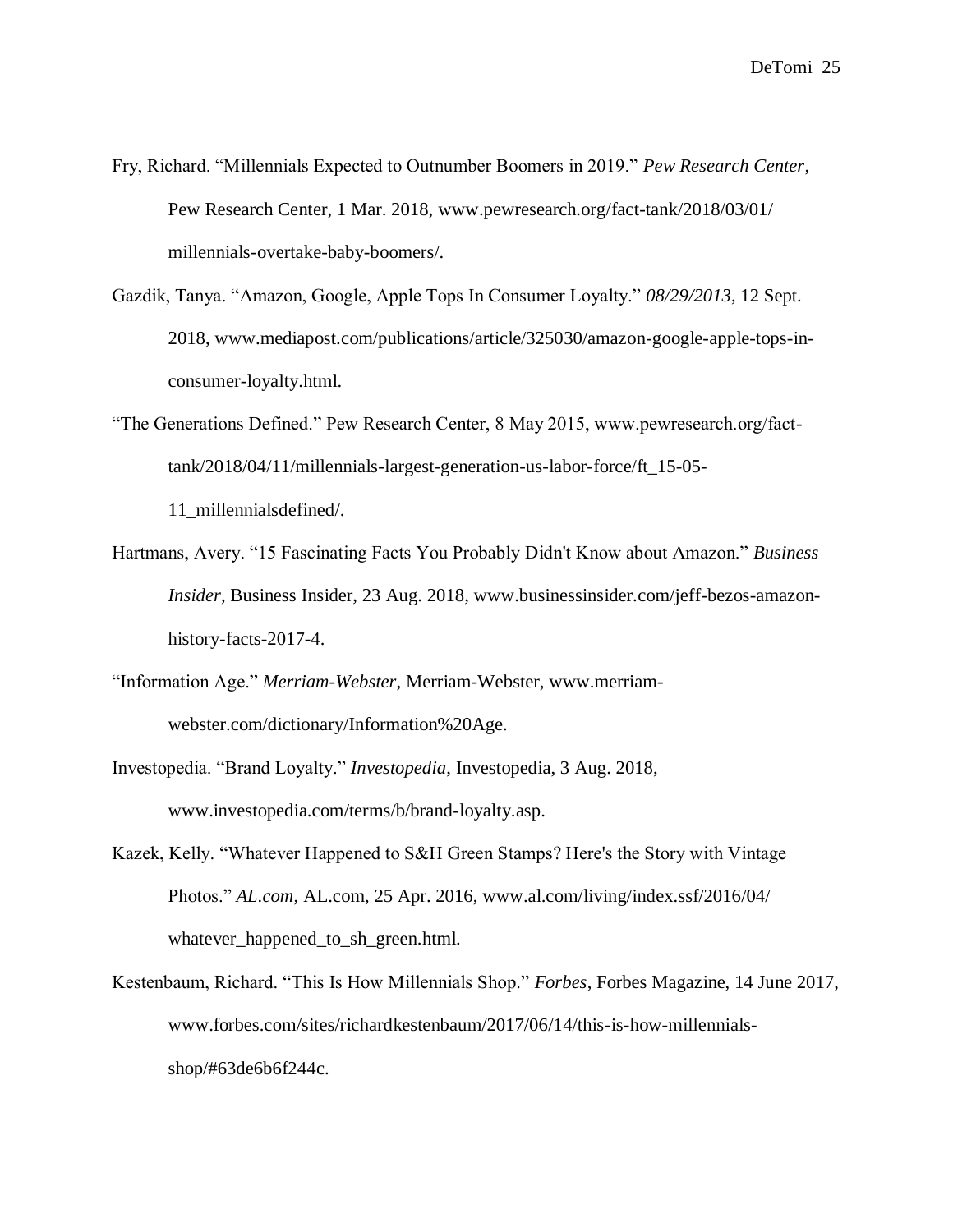Fry, Richard. “Millennials Expected to Outnumber Boomers in 2019.” *Pew Research Center*, Pew Research Center, 1 Mar. 2018, www.pewresearch.org/fact-tank/2018/03/01/ millennials-overtake-baby-boomers/.

Gazdik, Tanya. “Amazon, Google, Apple Tops In Consumer Loyalty.” *08/29/2013*, 12 Sept. 2018, www.mediapost.com/publications/article/325030/amazon-google-apple-tops-in-consumer-loyalty.html.

“The Generations Defined.” Pew Research Center, 8 May 2015, www.pewresearch.org/fact-tank/2018/04/11/millennials-largest-generation-us-labor-force/ft_15-05-11_millennialsdefined/.

Hartmans, Avery. “15 Fascinating Facts You Probably Didn't Know about Amazon.” *Business Insider*, Business Insider, 23 Aug. 2018, www.businessinsider.com/jeff-bezos-amazon-history-facts-2017-4.

“Information Age.” *Merriam-Webster*, Merriam-Webster, www.merriam-webster.com/dictionary/Information%20Age.

Investopedia. “Brand Loyalty.” *Investopedia*, Investopedia, 3 Aug. 2018, www.investopedia.com/terms/b/brand-loyalty.asp.

Kazek, Kelly. “Whatever Happened to S&H Green Stamps? Here's the Story with Vintage Photos.” *AL.com*, AL.com, 25 Apr. 2016, www.al.com/living/index.ssf/2016/04/ whatever_happened_to_sh_green.html.

Kestenbaum, Richard. “This Is How Millennials Shop.” *Forbes*, Forbes Magazine, 14 June 2017, www.forbes.com/sites/richardkestenbaum/2017/06/14/this-is-how-millennials-shop/#63de6b6f244c.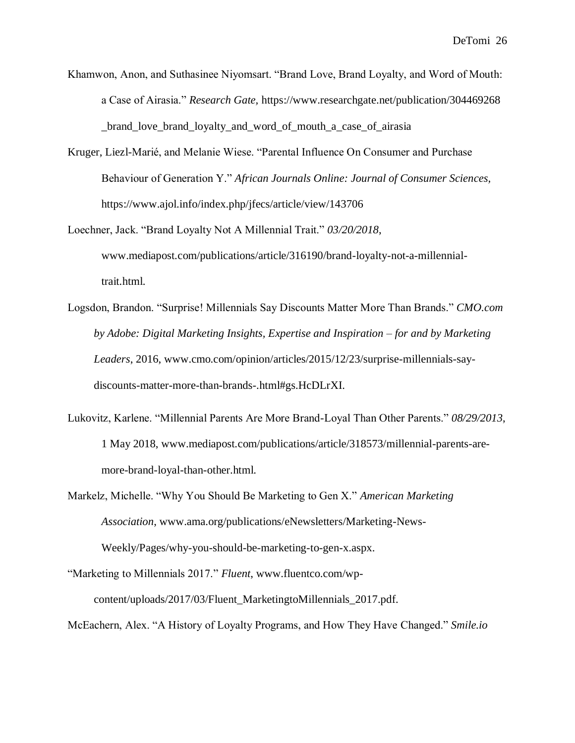Khamwon, Anon, and Suthasinee Niyomsart. "Brand Love, Brand Loyalty, and Word of Mouth: a Case of Airasia." *Research Gate,* https://www.researchgate.net/publication/304469268 _brand_love_brand_loyalty_and_word_of_mouth_a_case_of_airasia

Kruger, Liezl-Marié, and Melanie Wiese. "Parental Influence On Consumer and Purchase Behaviour of Generation Y." *African Journals Online: Journal of Consumer Sciences*, https://www.ajol.info/index.php/jfecs/article/view/143706

Loechner, Jack. "Brand Loyalty Not A Millennial Trait." *03/20/2018*, www.mediapost.com/publications/article/316190/brand-loyalty-not-a-millennial-trait.html.

Logsdon, Brandon. "Surprise! Millennials Say Discounts Matter More Than Brands." *CMO.com by Adobe: Digital Marketing Insights, Expertise and Inspiration – for and by Marketing Leaders*, 2016, www.cmo.com/opinion/articles/2015/12/23/surprise-millennials-say-discounts-matter-more-than-brands-.html#gs.HcDLrXI.

Lukovitz, Karlene. "Millennial Parents Are More Brand-Loyal Than Other Parents." *08/29/2013*, 1 May 2018, www.mediapost.com/publications/article/318573/millennial-parents-are-more-brand-loyal-than-other.html.

Markelz, Michelle. "Why You Should Be Marketing to Gen X." *American Marketing Association*, www.ama.org/publications/eNewsletters/Marketing-News-Weekly/Pages/why-you-should-be-marketing-to-gen-x.aspx.

"Marketing to Millennials 2017." *Fluent*, www.fluentco.com/wp-content/uploads/2017/03/Fluent_MarketingtoMillennials_2017.pdf.

McEachern, Alex. "A History of Loyalty Programs, and How They Have Changed." *Smile.io*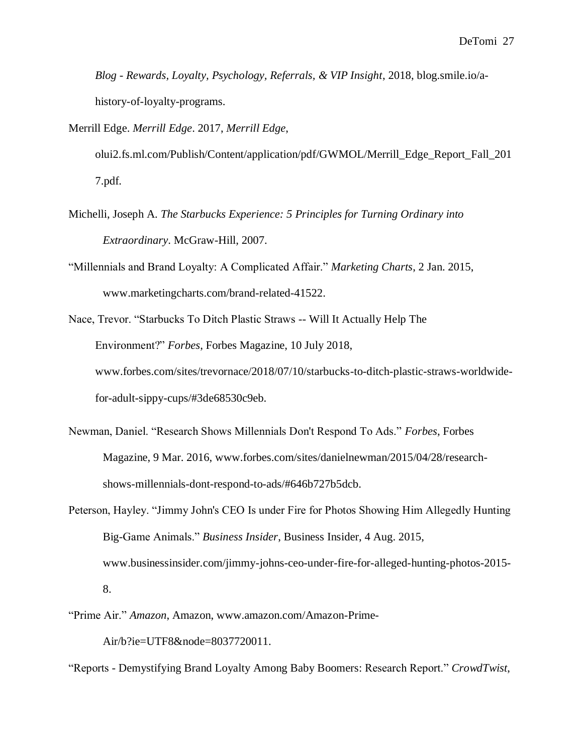*Blog - Rewards, Loyalty, Psychology, Referrals, & VIP Insight*, 2018, blog.smile.io/a-history-of-loyalty-programs.

Merrill Edge. *Merrill Edge*. 2017, *Merrill Edge*, olui2.fs.ml.com/Publish/Content/application/pdf/GWMOL/Merrill_Edge_Report_Fall_2017.pdf.

Michelli, Joseph A. *The Starbucks Experience: 5 Principles for Turning Ordinary into Extraordinary*. McGraw-Hill, 2007.

"Millennials and Brand Loyalty: A Complicated Affair." *Marketing Charts*, 2 Jan. 2015, www.marketingcharts.com/brand-related-41522.

Nace, Trevor. "Starbucks To Ditch Plastic Straws -- Will It Actually Help The Environment?" *Forbes*, Forbes Magazine, 10 July 2018, www.forbes.com/sites/trevornace/2018/07/10/starbucks-to-ditch-plastic-straws-worldwide-for-adult-sippy-cups/#3de68530c9eb.

Newman, Daniel. "Research Shows Millennials Don't Respond To Ads." *Forbes*, Forbes Magazine, 9 Mar. 2016, www.forbes.com/sites/danielnewman/2015/04/28/research-shows-millennials-dont-respond-to-ads/#646b727b5dcb.

Peterson, Hayley. "Jimmy John's CEO Is under Fire for Photos Showing Him Allegedly Hunting Big-Game Animals." *Business Insider*, Business Insider, 4 Aug. 2015, www.businessinsider.com/jimmy-johns-ceo-under-fire-for-alleged-hunting-photos-2015-8.

"Prime Air." *Amazon*, Amazon, www.amazon.com/Amazon-Prime-Air/b?ie=UTF8&node=8037720011.

"Reports - Demystifying Brand Loyalty Among Baby Boomers: Research Report." *CrowdTwist*,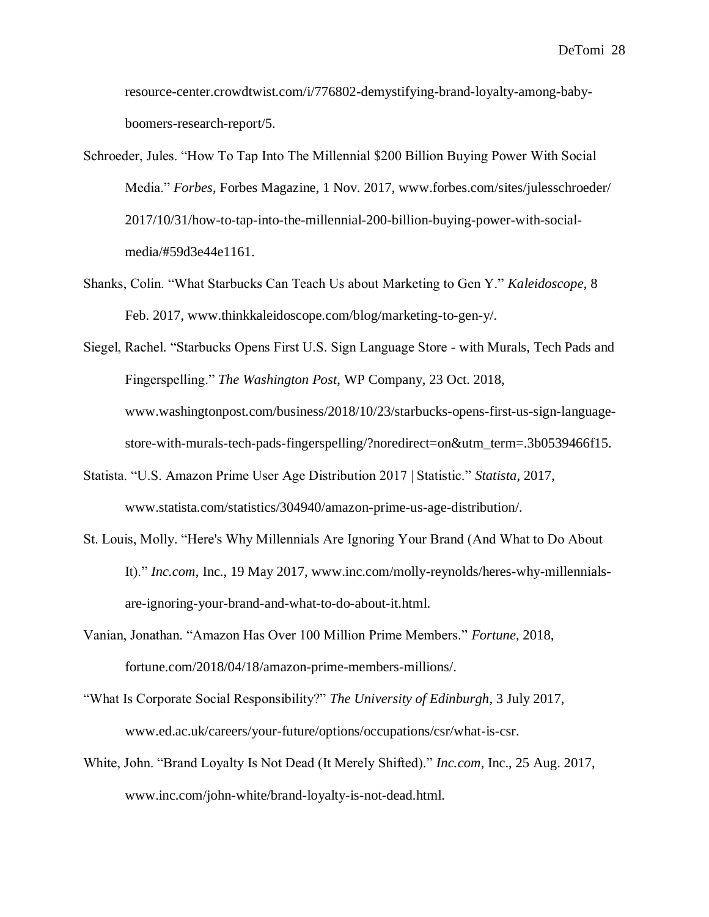resource-center.crowdtwist.com/i/776802-demystifying-brand-loyalty-among-baby-boomers-research-report/5.

Schroeder, Jules. "How To Tap Into The Millennial $200 Billion Buying Power With Social Media." *Forbes*, Forbes Magazine, 1 Nov. 2017, www.forbes.com/sites/julesschroeder/2017/10/31/how-to-tap-into-the-millennial-200-billion-buying-power-with-social-media/#59d3e44e1161.

Shanks, Colin. "What Starbucks Can Teach Us about Marketing to Gen Y." *Kaleidoscope*, 8 Feb. 2017, www.thinkkaleidoscope.com/blog/marketing-to-gen-y/.

Siegel, Rachel. "Starbucks Opens First U.S. Sign Language Store - with Murals, Tech Pads and Fingerspelling." *The Washington Post*, WP Company, 23 Oct. 2018, www.washingtonpost.com/business/2018/10/23/starbucks-opens-first-us-sign-language-store-with-murals-tech-pads-fingerspelling/?noredirect=on&utm_term=.3b0539466f15.

Statista. "U.S. Amazon Prime User Age Distribution 2017 | Statistic." *Statista*, 2017, www.statista.com/statistics/304940/amazon-prime-us-age-distribution/.

St. Louis, Molly. "Here's Why Millennials Are Ignoring Your Brand (And What to Do About It)." *Inc.com*, Inc., 19 May 2017, www.inc.com/molly-reynolds/heres-why-millennials-are-ignoring-your-brand-and-what-to-do-about-it.html.

Vanian, Jonathan. "Amazon Has Over 100 Million Prime Members." *Fortune*, 2018, fortune.com/2018/04/18/amazon-prime-members-millions/.

"What Is Corporate Social Responsibility?" *The University of Edinburgh*, 3 July 2017, www.ed.ac.uk/careers/your-future/options/occupations/csr/what-is-csr.

White, John. "Brand Loyalty Is Not Dead (It Merely Shifted)." *Inc.com*, Inc., 25 Aug. 2017, www.inc.com/john-white/brand-loyalty-is-not-dead.html.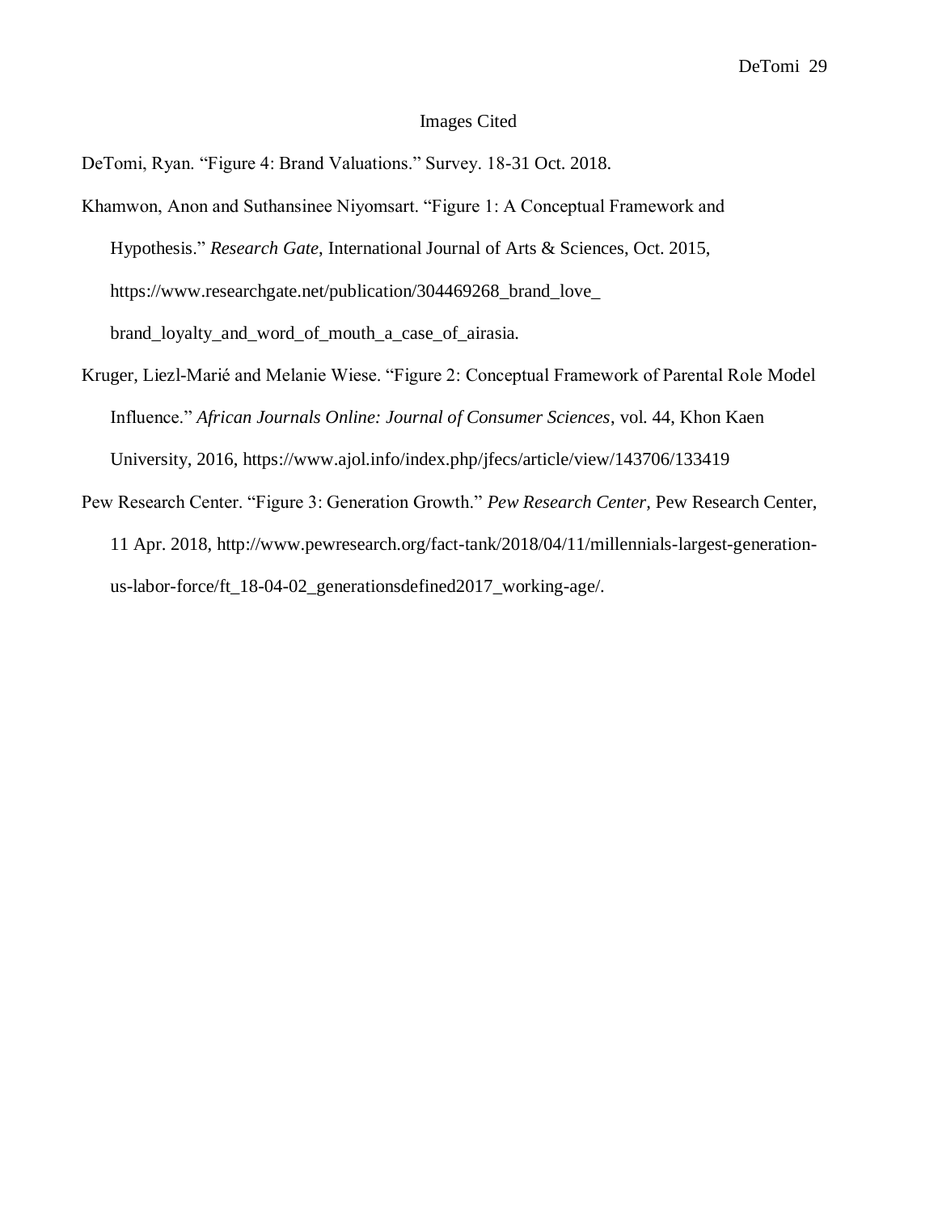# Images Cited

DeTomi, Ryan. "Figure 4: Brand Valuations." Survey. 18-31 Oct. 2018.

Khamwon, Anon and Suthansinee Niyomsart. "Figure 1: A Conceptual Framework and Hypothesis." *Research Gate*, International Journal of Arts & Sciences, Oct. 2015, https://www.researchgate.net/publication/304469268_brand_love_brand_loyalty_and_word_of_mouth_a_case_of_airasia.

Kruger, Liezl-Marié and Melanie Wiese. "Figure 2: Conceptual Framework of Parental Role Model Influence." *African Journals Online: Journal of Consumer Sciences*, vol. 44, Khon Kaen University, 2016, https://www.ajol.info/index.php/jfecs/article/view/143706/133419

Pew Research Center. "Figure 3: Generation Growth." *Pew Research Center*, Pew Research Center, 11 Apr. 2018, http://www.pewresearch.org/fact-tank/2018/04/11/millennials-largest-generation-us-labor-force/ft_18-04-02_generationsdefined2017_working-age/.